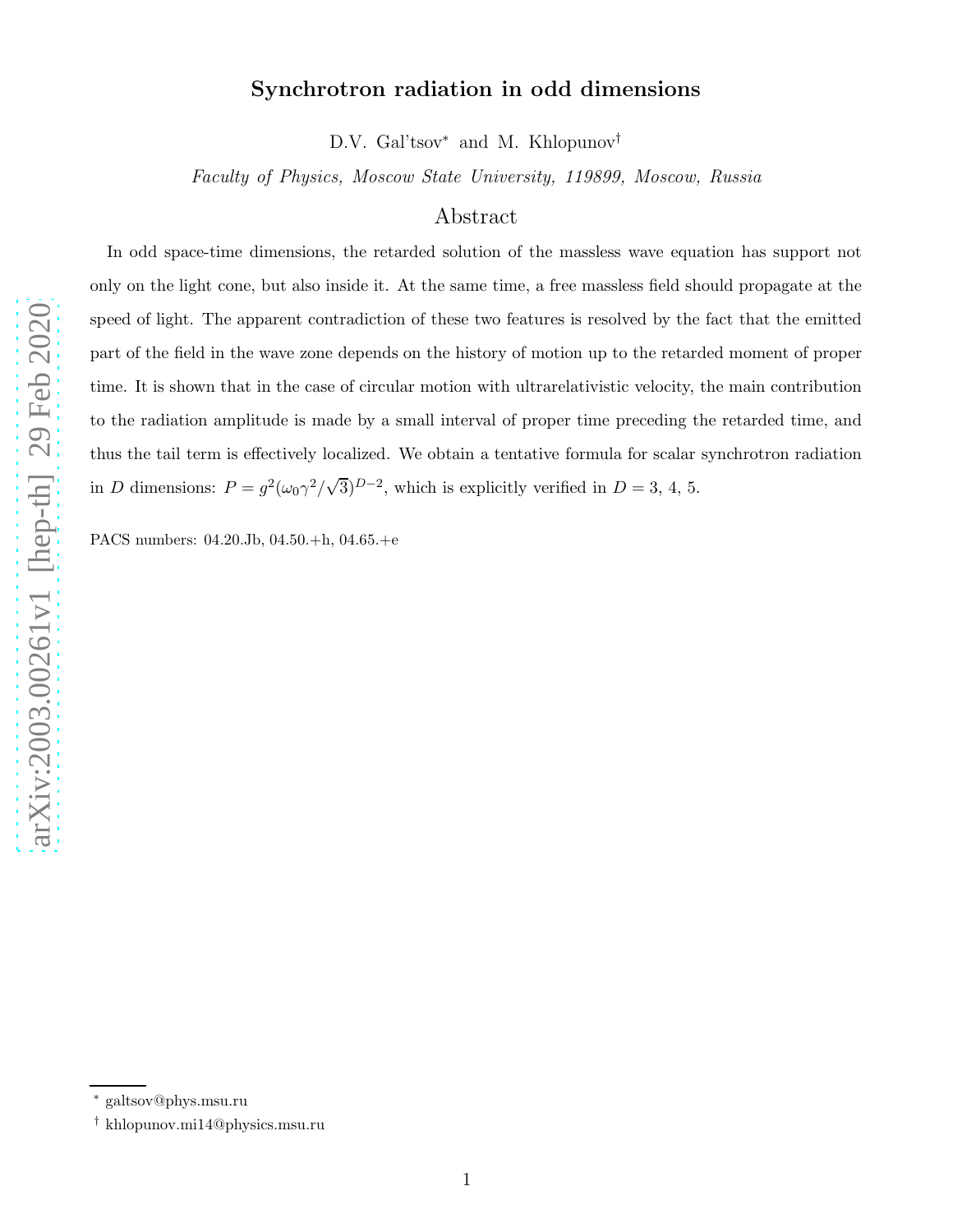# Synchrotron radiation in odd dimensions

D.V. Gal'tsov[∗] and M. Khlopunov[†]

*Faculty of Physics, Moscow State University, 119899, Moscow, Russia*

## Abstract

In odd space-time dimensions, the retarded solution of the massless wave equation has support not only on the light cone, but also inside it. At the same time, a free massless field should propagate at the speed of light. The apparent contradiction of these two features is resolved by the fact that the emitted part of the field in the wave zone depends on the history of motion up to the retarded moment of proper time. It is shown that in the case of circular motion with ultrarelativistic velocity, the main contribution to the radiation amplitude is made by a small interval of proper time preceding the retarded time, and thus the tail term is effectively localized. We obtain a tentative formula for scalar synchrotron radiation in $D$ dimensions: $P = g^2(\omega_0\gamma^2/\sqrt{3})^{D-2}$, which is explicitly verified in $D = 3$, 4, 5.

PACS numbers: 04.20.Jb, 04.50.+h, 04.65.+e

---

[∗] galtsov@phys.msu.ru

[†] khlopunov.mi14@physics.msu.ru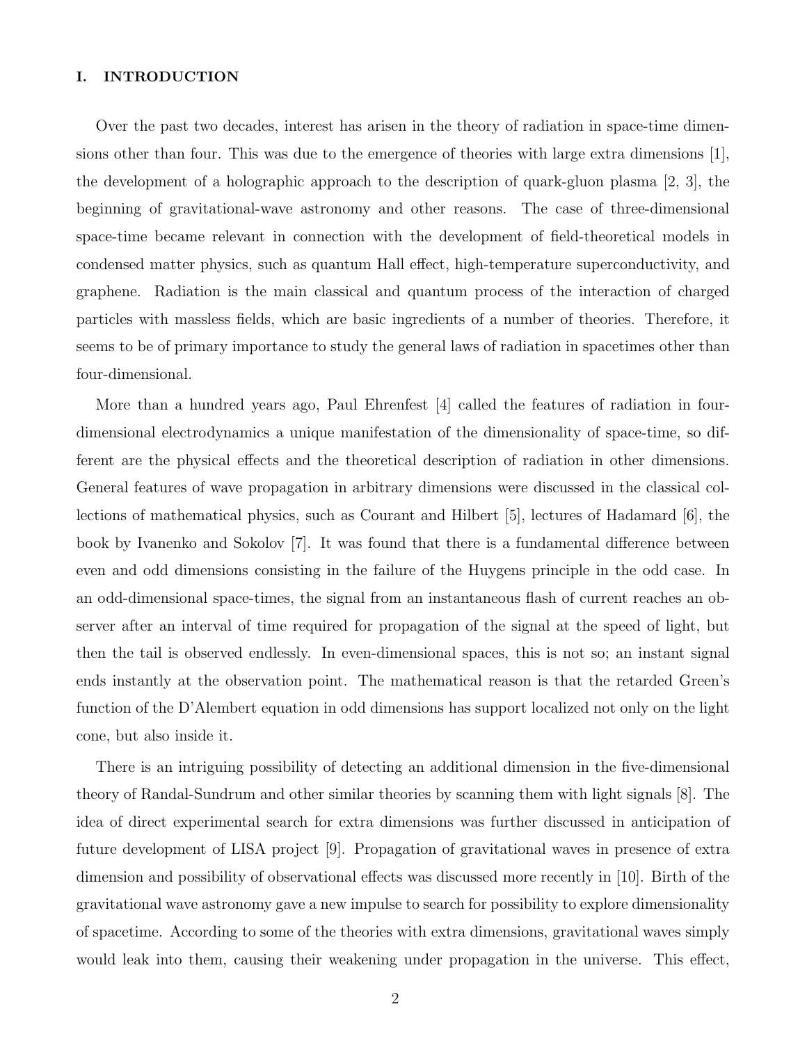## I. INTRODUCTION

Over the past two decades, interest has arisen in the theory of radiation in space-time dimensions other than four. This was due to the emergence of theories with large extra dimensions [1], the development of a holographic approach to the description of quark-gluon plasma [2, 3], the beginning of gravitational-wave astronomy and other reasons. The case of three-dimensional space-time became relevant in connection with the development of field-theoretical models in condensed matter physics, such as quantum Hall effect, high-temperature superconductivity, and graphene. Radiation is the main classical and quantum process of the interaction of charged particles with massless fields, which are basic ingredients of a number of theories. Therefore, it seems to be of primary importance to study the general laws of radiation in spacetimes other than four-dimensional.

More than a hundred years ago, Paul Ehrenfest [4] called the features of radiation in four-dimensional electrodynamics a unique manifestation of the dimensionality of space-time, so different are the physical effects and the theoretical description of radiation in other dimensions. General features of wave propagation in arbitrary dimensions were discussed in the classical collections of mathematical physics, such as Courant and Hilbert [5], lectures of Hadamard [6], the book by Ivanenko and Sokolov [7]. It was found that there is a fundamental difference between even and odd dimensions consisting in the failure of the Huygens principle in the odd case. In an odd-dimensional space-times, the signal from an instantaneous flash of current reaches an observer after an interval of time required for propagation of the signal at the speed of light, but then the tail is observed endlessly. In even-dimensional spaces, this is not so; an instant signal ends instantly at the observation point. The mathematical reason is that the retarded Green's function of the D'Alembert equation in odd dimensions has support localized not only on the light cone, but also inside it.

There is an intriguing possibility of detecting an additional dimension in the five-dimensional theory of Randal-Sundrum and other similar theories by scanning them with light signals [8]. The idea of direct experimental search for extra dimensions was further discussed in anticipation of future development of LISA project [9]. Propagation of gravitational waves in presence of extra dimension and possibility of observational effects was discussed more recently in [10]. Birth of the gravitational wave astronomy gave a new impulse to search for possibility to explore dimensionality of spacetime. According to some of the theories with extra dimensions, gravitational waves simply would leak into them, causing their weakening under propagation in the universe. This effect,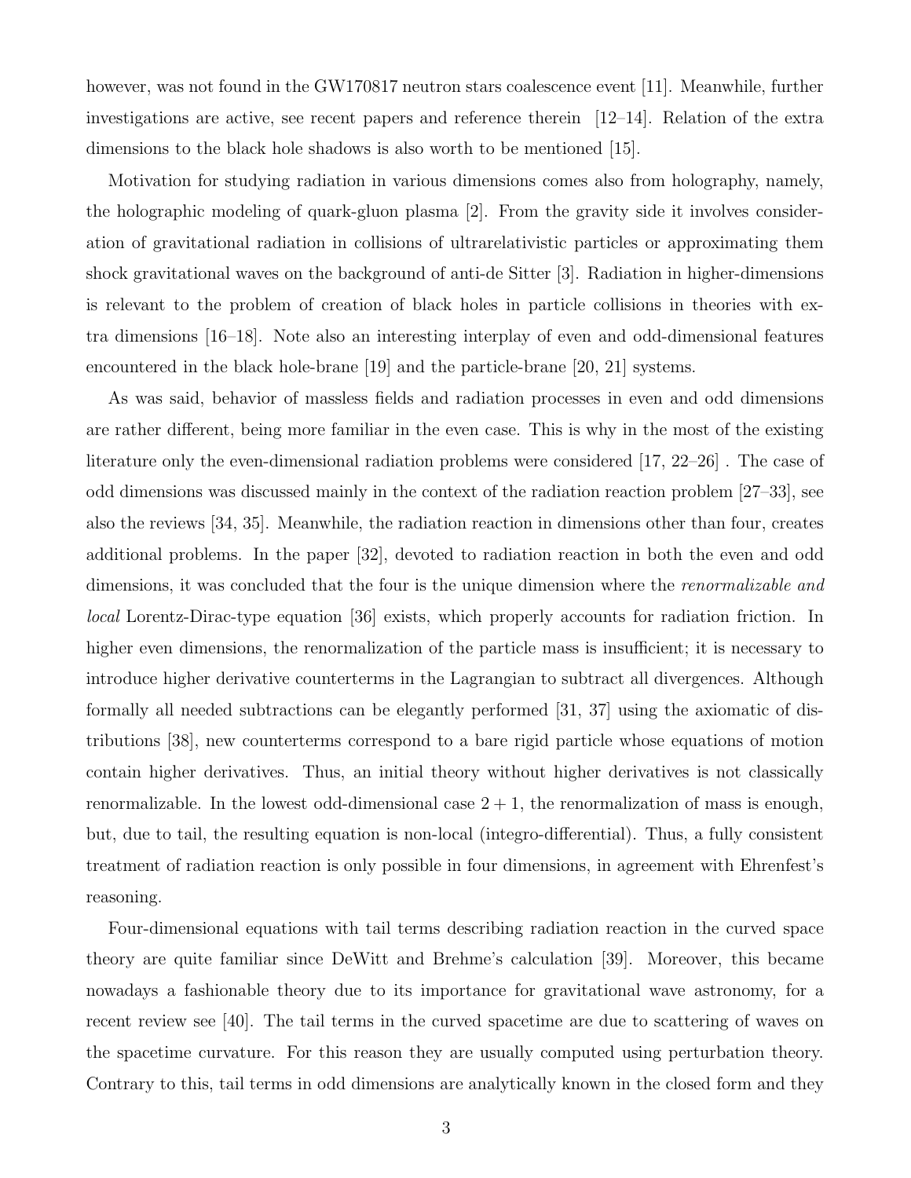however, was not found in the GW170817 neutron stars coalescence event [11]. Meanwhile, further investigations are active, see recent papers and reference therein [12–14]. Relation of the extra dimensions to the black hole shadows is also worth to be mentioned [15].

Motivation for studying radiation in various dimensions comes also from holography, namely, the holographic modeling of quark-gluon plasma [2]. From the gravity side it involves consideration of gravitational radiation in collisions of ultrarelativistic particles or approximating them shock gravitational waves on the background of anti-de Sitter [3]. Radiation in higher-dimensions is relevant to the problem of creation of black holes in particle collisions in theories with extra dimensions [16–18]. Note also an interesting interplay of even and odd-dimensional features encountered in the black hole-brane [19] and the particle-brane [20, 21] systems.

As was said, behavior of massless fields and radiation processes in even and odd dimensions are rather different, being more familiar in the even case. This is why in the most of the existing literature only the even-dimensional radiation problems were considered [17, 22–26] . The case of odd dimensions was discussed mainly in the context of the radiation reaction problem [27–33], see also the reviews [34, 35]. Meanwhile, the radiation reaction in dimensions other than four, creates additional problems. In the paper [32], devoted to radiation reaction in both the even and odd dimensions, it was concluded that the four is the unique dimension where the *renormalizable and local* Lorentz-Dirac-type equation [36] exists, which properly accounts for radiation friction. In higher even dimensions, the renormalization of the particle mass is insufficient; it is necessary to introduce higher derivative counterterms in the Lagrangian to subtract all divergences. Although formally all needed subtractions can be elegantly performed [31, 37] using the axiomatic of distributions [38], new counterterms correspond to a bare rigid particle whose equations of motion contain higher derivatives. Thus, an initial theory without higher derivatives is not classically renormalizable. In the lowest odd-dimensional case $2 + 1$, the renormalization of mass is enough, but, due to tail, the resulting equation is non-local (integro-differential). Thus, a fully consistent treatment of radiation reaction is only possible in four dimensions, in agreement with Ehrenfest's reasoning.

Four-dimensional equations with tail terms describing radiation reaction in the curved space theory are quite familiar since DeWitt and Brehme's calculation [39]. Moreover, this became nowadays a fashionable theory due to its importance for gravitational wave astronomy, for a recent review see [40]. The tail terms in the curved spacetime are due to scattering of waves on the spacetime curvature. For this reason they are usually computed using perturbation theory. Contrary to this, tail terms in odd dimensions are analytically known in the closed form and they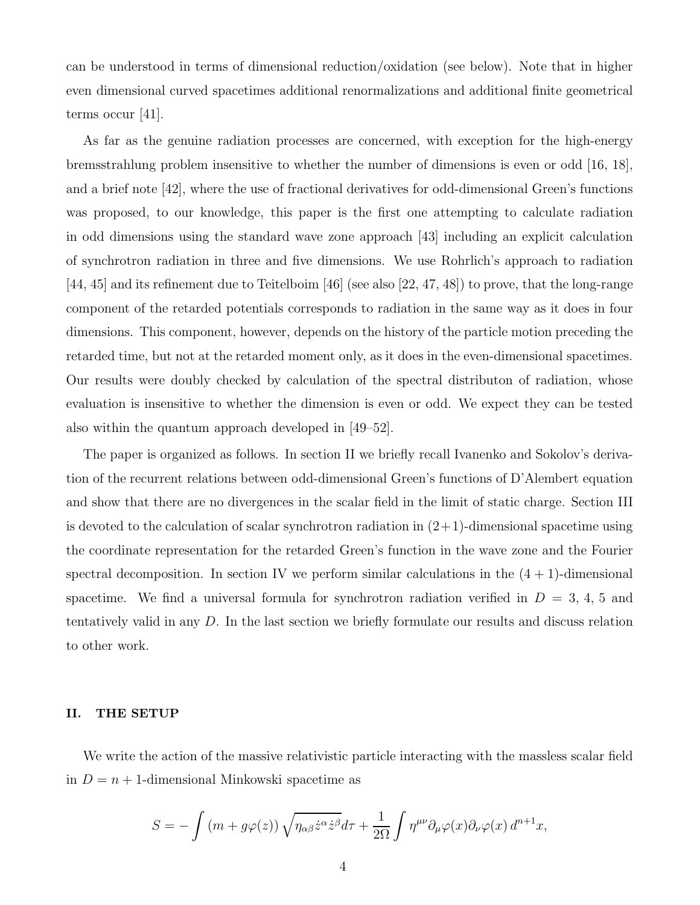can be understood in terms of dimensional reduction/oxidation (see below). Note that in higher even dimensional curved spacetimes additional renormalizations and additional finite geometrical terms occur [41].

As far as the genuine radiation processes are concerned, with exception for the high-energy bremsstrahlung problem insensitive to whether the number of dimensions is even or odd [16, 18], and a brief note [42], where the use of fractional derivatives for odd-dimensional Green's functions was proposed, to our knowledge, this paper is the first one attempting to calculate radiation in odd dimensions using the standard wave zone approach [43] including an explicit calculation of synchrotron radiation in three and five dimensions. We use Rohrlich's approach to radiation [44, 45] and its refinement due to Teitelboim [46] (see also [22, 47, 48]) to prove, that the long-range component of the retarded potentials corresponds to radiation in the same way as it does in four dimensions. This component, however, depends on the history of the particle motion preceding the retarded time, but not at the retarded moment only, as it does in the even-dimensional spacetimes. Our results were doubly checked by calculation of the spectral distributon of radiation, whose evaluation is insensitive to whether the dimension is even or odd. We expect they can be tested also within the quantum approach developed in [49–52].

The paper is organized as follows. In section II we briefly recall Ivanenko and Sokolov's derivation of the recurrent relations between odd-dimensional Green's functions of D'Alembert equation and show that there are no divergences in the scalar field in the limit of static charge. Section III is devoted to the calculation of scalar synchrotron radiation in $(2+1)$-dimensional spacetime using the coordinate representation for the retarded Green's function in the wave zone and the Fourier spectral decomposition. In section IV we perform similar calculations in the $(4+1)$-dimensional spacetime. We find a universal formula for synchrotron radiation verified in $D = 3, 4, 5$ and tentatively valid in any $D$. In the last section we briefly formulate our results and discuss relation to other work.

## II. THE SETUP

We write the action of the massive relativistic particle interacting with the massless scalar field in $D = n+1$-dimensional Minkowski spacetime as

$$S = -\int \left(m + g\varphi(z)\right) \sqrt{\eta_{\alpha\beta}\dot{z}^{\alpha}\dot{z}^{\beta}} d\tau + \frac{1}{2\Omega} \int \eta^{\mu\nu} \partial_{\mu}\varphi(x) \partial_{\nu}\varphi(x) \, d^{n+1}x,$$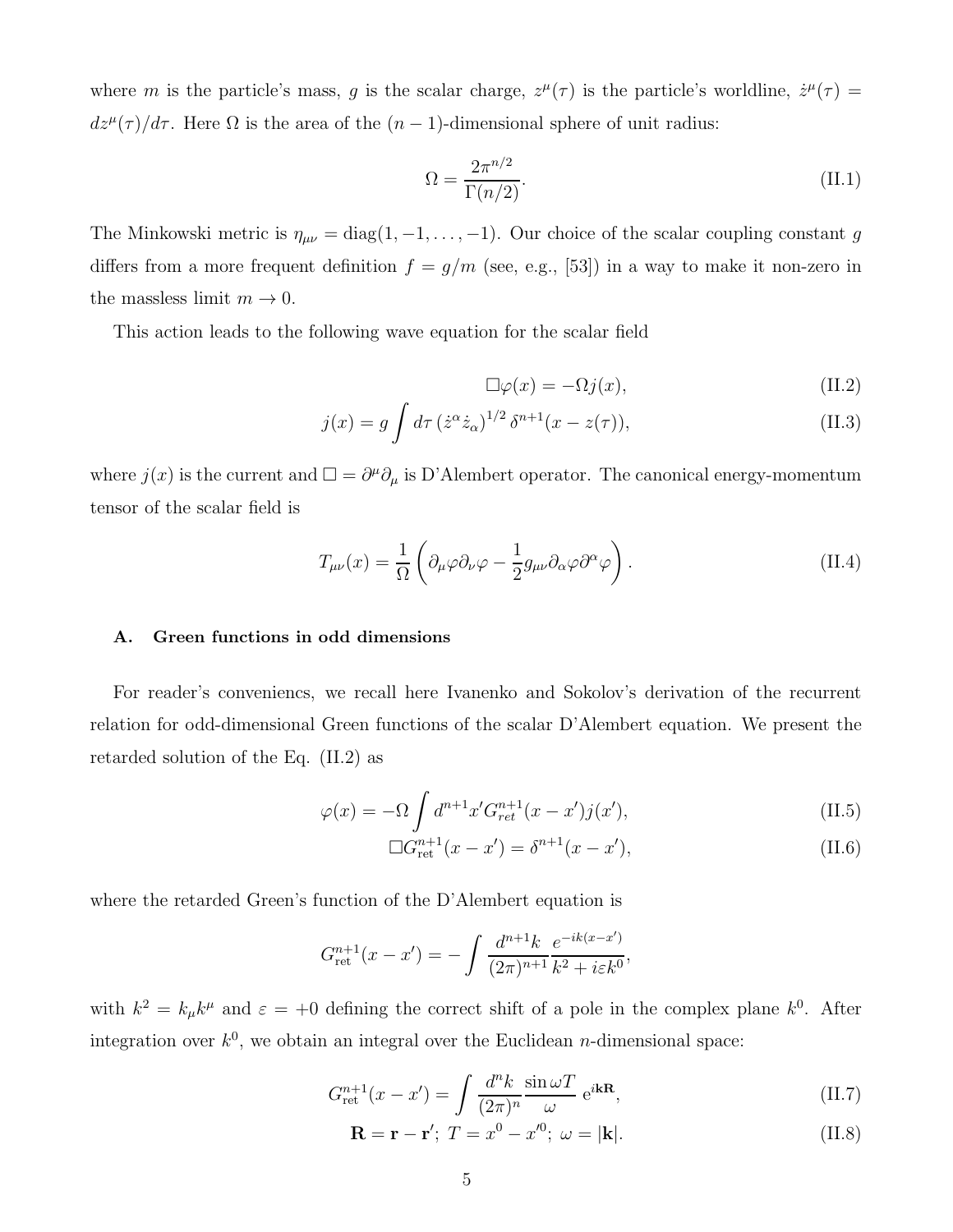where $m$ is the particle's mass, $g$ is the scalar charge, $z^\mu(\tau)$ is the particle's worldline, $\dot{z}^\mu(\tau) = dz^\mu(\tau)/d\tau$. Here $\Omega$ is the area of the $(n-1)$-dimensional sphere of unit radius:

$$\Omega = \frac{2\pi^{n/2}}{\Gamma(n/2)}. \tag{II.1}$$

The Minkowski metric is $\eta_{\mu\nu} = \text{diag}(1, -1, \ldots, -1)$. Our choice of the scalar coupling constant $g$ differs from a more frequent definition $f = g/m$ (see, e.g., [53]) in a way to make it non-zero in the massless limit $m \to 0$.

This action leads to the following wave equation for the scalar field

$$\Box\varphi(x) = -\Omega j(x), \tag{II.2}$$

$$j(x) = g\int d\tau \left(\dot{z}^\alpha \dot{z}_\alpha\right)^{1/2} \delta^{n+1}(x - z(\tau)), \tag{II.3}$$

where $j(x)$ is the current and $\Box = \partial^\mu\partial_\mu$ is D'Alembert operator. The canonical energy-momentum tensor of the scalar field is

$$T_{\mu\nu}(x) = \frac{1}{\Omega}\left(\partial_\mu\varphi\partial_\nu\varphi - \frac{1}{2}g_{\mu\nu}\partial_\alpha\varphi\partial^\alpha\varphi\right). \tag{II.4}$$

### A. Green functions in odd dimensions

For reader's conveniencs, we recall here Ivanenko and Sokolov's derivation of the recurrent relation for odd-dimensional Green functions of the scalar D'Alembert equation. We present the retarded solution of the Eq. (II.2) as

$$\varphi(x) = -\Omega\int d^{n+1}x' G^{n+1}_{ret}(x - x')j(x'), \tag{II.5}$$

$$\Box G^{n+1}_{\text{ret}}(x - x') = \delta^{n+1}(x - x'), \tag{II.6}$$

where the retarded Green's function of the D'Alembert equation is

$$G^{n+1}_{\text{ret}}(x - x') = -\int \frac{d^{n+1}k}{(2\pi)^{n+1}} \frac{e^{-ik(x-x')}}{k^2 + i\varepsilon k^0},$$

with $k^2 = k_\mu k^\mu$ and $\varepsilon = +0$ defining the correct shift of a pole in the complex plane $k^0$. After integration over $k^0$, we obtain an integral over the Euclidean $n$-dimensional space:

$$G^{n+1}_{\text{ret}}(x - x') = \int \frac{d^n k}{(2\pi)^n} \frac{\sin\omega T}{\omega}\, \mathrm{e}^{i\mathbf{k}\mathbf{R}}, \tag{II.7}$$

$$\mathbf{R} = \mathbf{r} - \mathbf{r}';\; T = x^0 - x'^0;\; \omega = |\mathbf{k}|. \tag{II.8}$$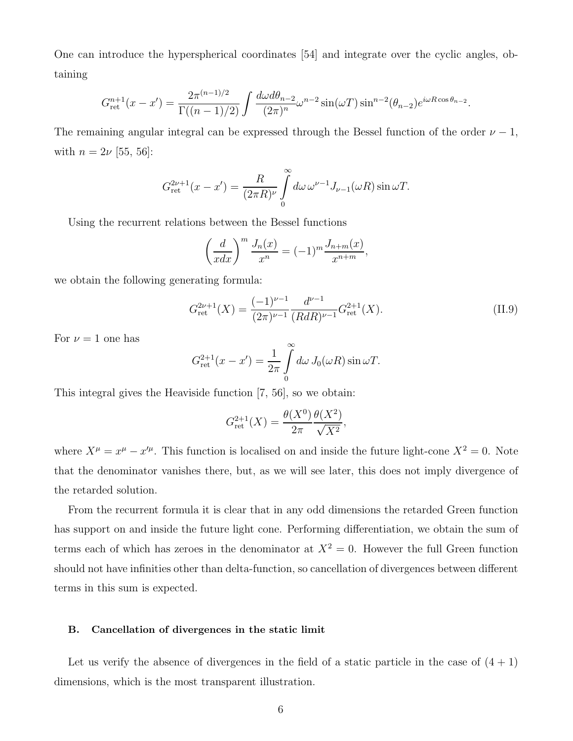One can introduce the hyperspherical coordinates [54] and integrate over the cyclic angles, obtaining

$$G_{\rm ret}^{n+1}(x-x') = \frac{2\pi^{(n-1)/2}}{\Gamma((n-1)/2)} \int \frac{d\omega d\theta_{n-2}}{(2\pi)^n} \omega^{n-2} \sin(\omega T) \sin^{n-2}(\theta_{n-2}) e^{i\omega R \cos\theta_{n-2}}.$$

The remaining angular integral can be expressed through the Bessel function of the order $\nu - 1$, with $n = 2\nu$ [55, 56]:

$$G_{\rm ret}^{2\nu+1}(x-x') = \frac{R}{(2\pi R)^\nu} \int\limits_0^\infty d\omega\, \omega^{\nu-1} J_{\nu-1}(\omega R) \sin \omega T.$$

Using the recurrent relations between the Bessel functions

$$\left(\frac{d}{xdx}\right)^m \frac{J_n(x)}{x^n} = (-1)^m \frac{J_{n+m}(x)}{x^{n+m}},$$

we obtain the following generating formula:

$$G_{\rm ret}^{2\nu+1}(X) = \frac{(-1)^{\nu-1}}{(2\pi)^{\nu-1}} \frac{d^{\nu-1}}{(RdR)^{\nu-1}} G_{\rm ret}^{2+1}(X). \tag{II.9}$$

For $\nu = 1$ one has

$$G_{\rm ret}^{2+1}(x-x') = \frac{1}{2\pi} \int\limits_0^\infty d\omega\, J_0(\omega R) \sin \omega T.$$

This integral gives the Heaviside function [7, 56], so we obtain:

$$G_{\rm ret}^{2+1}(X) = \frac{\theta(X^0)}{2\pi} \frac{\theta(X^2)}{\sqrt{X^2}},$$

where $X^\mu = x^\mu - x'^\mu$. This function is localised on and inside the future light-cone $X^2 = 0$. Note that the denominator vanishes there, but, as we will see later, this does not imply divergence of the retarded solution.

From the recurrent formula it is clear that in any odd dimensions the retarded Green function has support on and inside the future light cone. Performing differentiation, we obtain the sum of terms each of which has zeroes in the denominator at $X^2 = 0$. However the full Green function should not have infinities other than delta-function, so cancellation of divergences between different terms in this sum is expected.

### B. Cancellation of divergences in the static limit

Let us verify the absence of divergences in the field of a static particle in the case of $(4+1)$ dimensions, which is the most transparent illustration.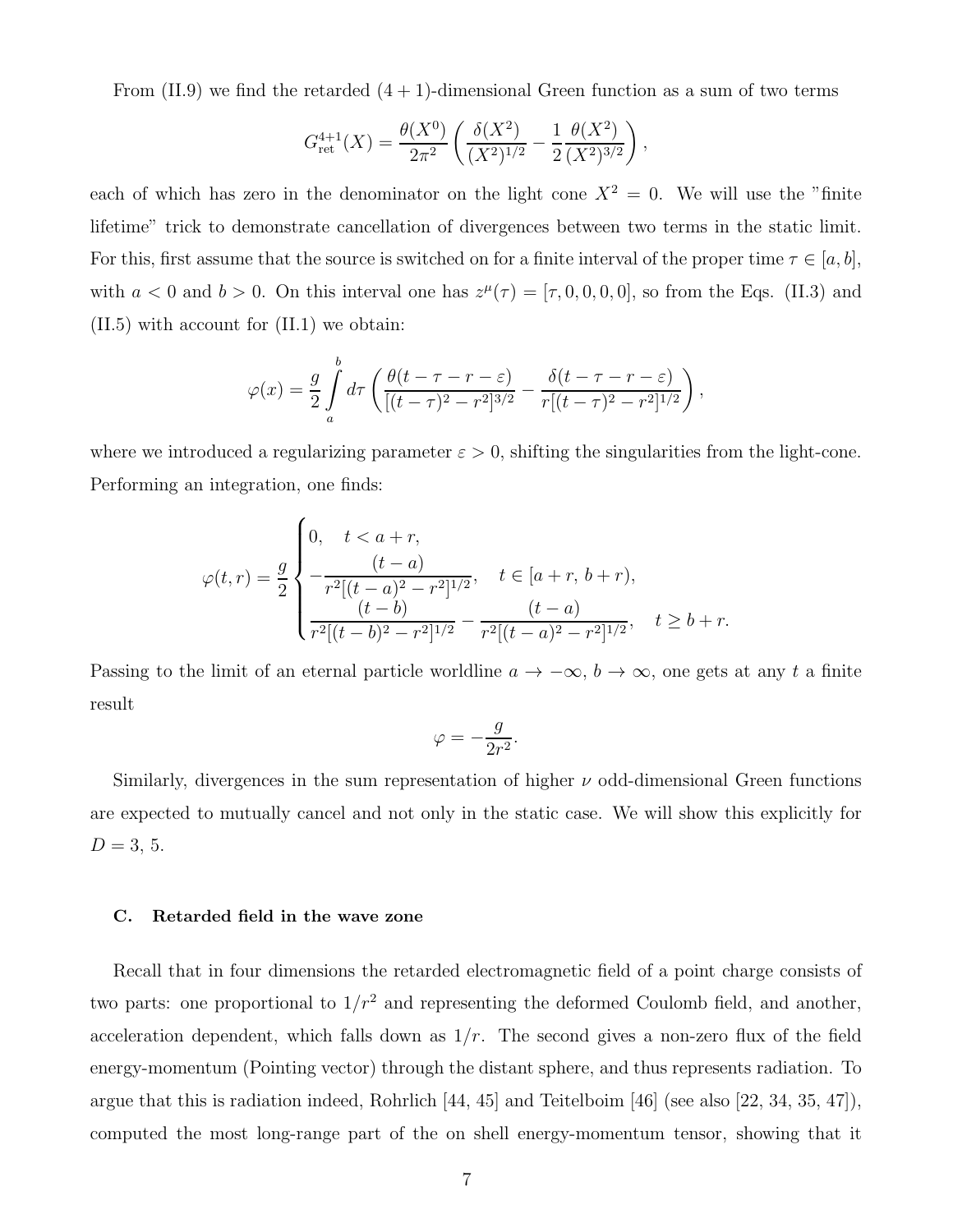From (II.9) we find the retarded $(4+1)$-dimensional Green function as a sum of two terms

$$G^{4+1}_{\rm ret}(X) = \frac{\theta(X^0)}{2\pi^2}\left(\frac{\delta(X^2)}{(X^2)^{1/2}} - \frac{1}{2}\frac{\theta(X^2)}{(X^2)^{3/2}}\right),$$

each of which has zero in the denominator on the light cone $X^2 = 0$. We will use the "finite lifetime" trick to demonstrate cancellation of divergences between two terms in the static limit. For this, first assume that the source is switched on for a finite interval of the proper time $\tau \in [a, b]$, with $a < 0$ and $b > 0$. On this interval one has $z^\mu(\tau) = [\tau, 0, 0, 0, 0]$, so from the Eqs. (II.3) and (II.5) with account for (II.1) we obtain:

$$\varphi(x) = \frac{g}{2}\int\limits_a^b d\tau \left(\frac{\theta(t-\tau-r-\varepsilon)}{[(t-\tau)^2 - r^2]^{3/2}} - \frac{\delta(t-\tau-r-\varepsilon)}{r[(t-\tau)^2-r^2]^{1/2}}\right),$$

where we introduced a regularizing parameter $\varepsilon > 0$, shifting the singularities from the light-cone. Performing an integration, one finds:

$$\varphi(t,r) = \frac{g}{2}\begin{cases} 0, \quad t < a + r, \\ -\dfrac{(t-a)}{r^2[(t-a)^2 - r^2]^{1/2}}, \quad t \in [a+r,\, b+r), \\ \dfrac{(t-b)}{r^2[(t-b)^2-r^2]^{1/2}} - \dfrac{(t-a)}{r^2[(t-a)^2-r^2]^{1/2}}, \quad t \geq b + r. \end{cases}$$

Passing to the limit of an eternal particle worldline $a \to -\infty$, $b \to \infty$, one gets at any $t$ a finite result

$$\varphi = -\frac{g}{2r^2}.$$

Similarly, divergences in the sum representation of higher $\nu$ odd-dimensional Green functions are expected to mutually cancel and not only in the static case. We will show this explicitly for $D = 3, 5$.

### C. Retarded field in the wave zone

Recall that in four dimensions the retarded electromagnetic field of a point charge consists of two parts: one proportional to $1/r^2$ and representing the deformed Coulomb field, and another, acceleration dependent, which falls down as $1/r$. The second gives a non-zero flux of the field energy-momentum (Pointing vector) through the distant sphere, and thus represents radiation. To argue that this is radiation indeed, Rohrlich [44, 45] and Teitelboim [46] (see also [22, 34, 35, 47]), computed the most long-range part of the on shell energy-momentum tensor, showing that it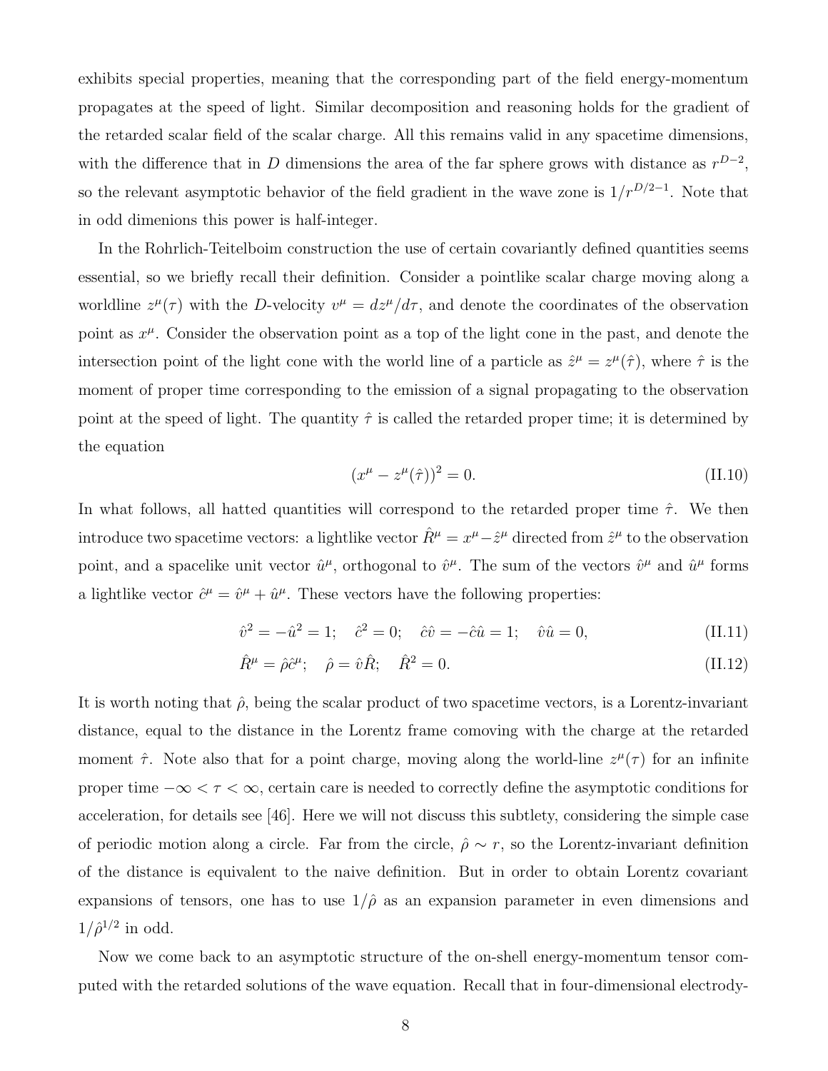exhibits special properties, meaning that the corresponding part of the field energy-momentum propagates at the speed of light. Similar decomposition and reasoning holds for the gradient of the retarded scalar field of the scalar charge. All this remains valid in any spacetime dimensions, with the difference that in $D$ dimensions the area of the far sphere grows with distance as $r^{D-2}$, so the relevant asymptotic behavior of the field gradient in the wave zone is $1/r^{D/2-1}$. Note that in odd dimenions this power is half-integer.

In the Rohrlich-Teitelboim construction the use of certain covariantly defined quantities seems essential, so we briefly recall their definition. Consider a pointlike scalar charge moving along a worldline $z^\mu(\tau)$ with the $D$-velocity $v^\mu = dz^\mu/d\tau$, and denote the coordinates of the observation point as $x^\mu$. Consider the observation point as a top of the light cone in the past, and denote the intersection point of the light cone with the world line of a particle as $\hat{z}^\mu = z^\mu(\hat{\tau})$, where $\hat{\tau}$ is the moment of proper time corresponding to the emission of a signal propagating to the observation point at the speed of light. The quantity $\hat{\tau}$ is called the retarded proper time; it is determined by the equation

$$(x^\mu - z^\mu(\hat{\tau}))^2 = 0. \tag{II.10}$$

In what follows, all hatted quantities will correspond to the retarded proper time $\hat{\tau}$. We then introduce two spacetime vectors: a lightlike vector $\hat{R}^\mu = x^\mu - \hat{z}^\mu$ directed from $\hat{z}^\mu$ to the observation point, and a spacelike unit vector $\hat{u}^\mu$, orthogonal to $\hat{v}^\mu$. The sum of the vectors $\hat{v}^\mu$ and $\hat{u}^\mu$ forms a lightlike vector $\hat{c}^\mu = \hat{v}^\mu + \hat{u}^\mu$. These vectors have the following properties:

$$\hat{v}^2 = -\hat{u}^2 = 1; \quad \hat{c}^2 = 0; \quad \hat{c}\hat{v} = -\hat{c}\hat{u} = 1; \quad \hat{v}\hat{u} = 0, \tag{II.11}$$

$$\hat{R}^\mu = \hat{\rho}\hat{c}^\mu; \quad \hat{\rho} = \hat{v}\hat{R}; \quad \hat{R}^2 = 0. \tag{II.12}$$

It is worth noting that $\hat{\rho}$, being the scalar product of two spacetime vectors, is a Lorentz-invariant distance, equal to the distance in the Lorentz frame comoving with the charge at the retarded moment $\hat{\tau}$. Note also that for a point charge, moving along the world-line $z^\mu(\tau)$ for an infinite proper time $-\infty < \tau < \infty$, certain care is needed to correctly define the asymptotic conditions for acceleration, for details see [46]. Here we will not discuss this subtlety, considering the simple case of periodic motion along a circle. Far from the circle, $\hat{\rho} \sim r$, so the Lorentz-invariant definition of the distance is equivalent to the naive definition. But in order to obtain Lorentz covariant expansions of tensors, one has to use $1/\hat{\rho}$ as an expansion parameter in even dimensions and $1/\hat{\rho}^{1/2}$ in odd.

Now we come back to an asymptotic structure of the on-shell energy-momentum tensor computed with the retarded solutions of the wave equation. Recall that in four-dimensional electrody-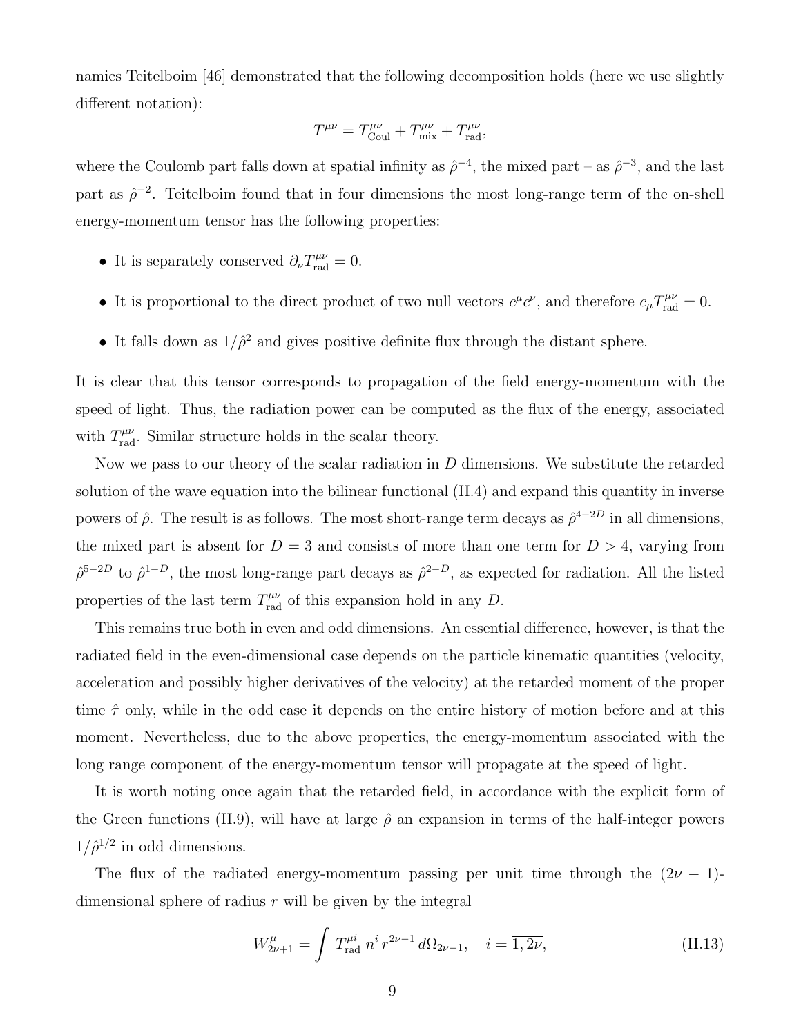namics Teitelboim [46] demonstrated that the following decomposition holds (here we use slightly different notation):

$$T^{\mu\nu} = T^{\mu\nu}_{\rm Coul} + T^{\mu\nu}_{\rm mix} + T^{\mu\nu}_{\rm rad},$$

where the Coulomb part falls down at spatial infinity as $\hat{\rho}^{-4}$, the mixed part – as $\hat{\rho}^{-3}$, and the last part as $\hat{\rho}^{-2}$. Teitelboim found that in four dimensions the most long-range term of the on-shell energy-momentum tensor has the following properties:

- It is separately conserved $\partial_\nu T^{\mu\nu}_{\rm rad} = 0$.
- It is proportional to the direct product of two null vectors $c^\mu c^\nu$, and therefore $c_\mu T^{\mu\nu}_{\rm rad} = 0$.
- It falls down as $1/\hat{\rho}^2$ and gives positive definite flux through the distant sphere.

It is clear that this tensor corresponds to propagation of the field energy-momentum with the speed of light. Thus, the radiation power can be computed as the flux of the energy, associated with $T^{\mu\nu}_{\rm rad}$. Similar structure holds in the scalar theory.

Now we pass to our theory of the scalar radiation in $D$ dimensions. We substitute the retarded solution of the wave equation into the bilinear functional (II.4) and expand this quantity in inverse powers of $\hat{\rho}$. The result is as follows. The most short-range term decays as $\hat{\rho}^{4-2D}$ in all dimensions, the mixed part is absent for $D = 3$ and consists of more than one term for $D > 4$, varying from $\hat{\rho}^{5-2D}$ to $\hat{\rho}^{1-D}$, the most long-range part decays as $\hat{\rho}^{2-D}$, as expected for radiation. All the listed properties of the last term $T^{\mu\nu}_{\rm rad}$ of this expansion hold in any $D$.

This remains true both in even and odd dimensions. An essential difference, however, is that the radiated field in the even-dimensional case depends on the particle kinematic quantities (velocity, acceleration and possibly higher derivatives of the velocity) at the retarded moment of the proper time $\hat{\tau}$ only, while in the odd case it depends on the entire history of motion before and at this moment. Nevertheless, due to the above properties, the energy-momentum associated with the long range component of the energy-momentum tensor will propagate at the speed of light.

It is worth noting once again that the retarded field, in accordance with the explicit form of the Green functions (II.9), will have at large $\hat{\rho}$ an expansion in terms of the half-integer powers $1/\hat{\rho}^{1/2}$ in odd dimensions.

The flux of the radiated energy-momentum passing per unit time through the $(2\nu - 1)$-dimensional sphere of radius $r$ will be given by the integral

$$W^\mu_{2\nu+1} = \int T^{\mu i}_{\rm rad}\, n^i\, r^{2\nu-1}\, d\Omega_{2\nu-1}, \quad i = \overline{1, 2\nu}, \tag{II.13}$$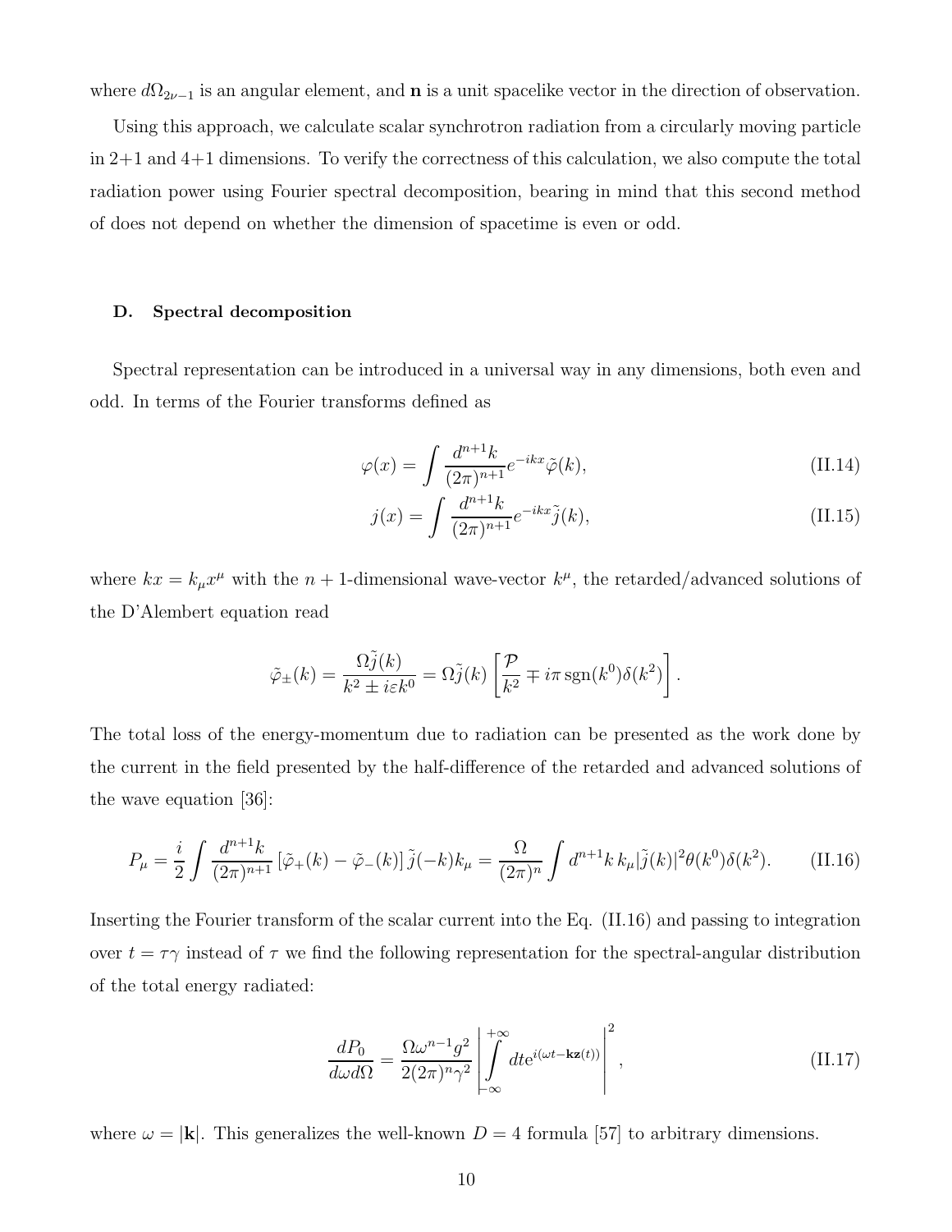where $d\Omega_{2\nu-1}$ is an angular element, and $\mathbf{n}$ is a unit spacelike vector in the direction of observation.

Using this approach, we calculate scalar synchrotron radiation from a circularly moving particle in 2+1 and 4+1 dimensions. To verify the correctness of this calculation, we also compute the total radiation power using Fourier spectral decomposition, bearing in mind that this second method of does not depend on whether the dimension of spacetime is even or odd.

### D. Spectral decomposition

Spectral representation can be introduced in a universal way in any dimensions, both even and odd. In terms of the Fourier transforms defined as

$$\varphi(x) = \int \frac{d^{n+1}k}{(2\pi)^{n+1}} e^{-ikx} \tilde{\varphi}(k), \tag{II.14}$$

$$j(x) = \int \frac{d^{n+1}k}{(2\pi)^{n+1}} e^{-ikx} \tilde{j}(k), \tag{II.15}$$

where $kx = k_\mu x^\mu$ with the $n+1$-dimensional wave-vector $k^\mu$, the retarded/advanced solutions of the D'Alembert equation read

$$\tilde{\varphi}_{\pm}(k) = \frac{\Omega \tilde{j}(k)}{k^2 \pm i\varepsilon k^0} = \Omega \tilde{j}(k) \left[ \frac{\mathcal{P}}{k^2} \mp i\pi \,\mathrm{sgn}(k^0) \delta(k^2) \right].$$

The total loss of the energy-momentum due to radiation can be presented as the work done by the current in the field presented by the half-difference of the retarded and advanced solutions of the wave equation [36]:

$$P_\mu = \frac{i}{2} \int \frac{d^{n+1}k}{(2\pi)^{n+1}} \left[ \tilde{\varphi}_+(k) - \tilde{\varphi}_-(k) \right] \tilde{j}(-k) k_\mu = \frac{\Omega}{(2\pi)^n} \int d^{n+1}k \, k_\mu |\tilde{j}(k)|^2 \theta(k^0) \delta(k^2). \tag{II.16}$$

Inserting the Fourier transform of the scalar current into the Eq. (II.16) and passing to integration over $t = \tau\gamma$ instead of $\tau$ we find the following representation for the spectral-angular distribution of the total energy radiated:

$$\frac{dP_0}{d\omega d\Omega} = \frac{\Omega \omega^{n-1} g^2}{2(2\pi)^n \gamma^2} \left| \int\limits_{-\infty}^{+\infty} dt e^{i(\omega t - \mathbf{k}\mathbf{z}(t))} \right|^2, \tag{II.17}$$

where $\omega = |\mathbf{k}|$. This generalizes the well-known $D = 4$ formula [57] to arbitrary dimensions.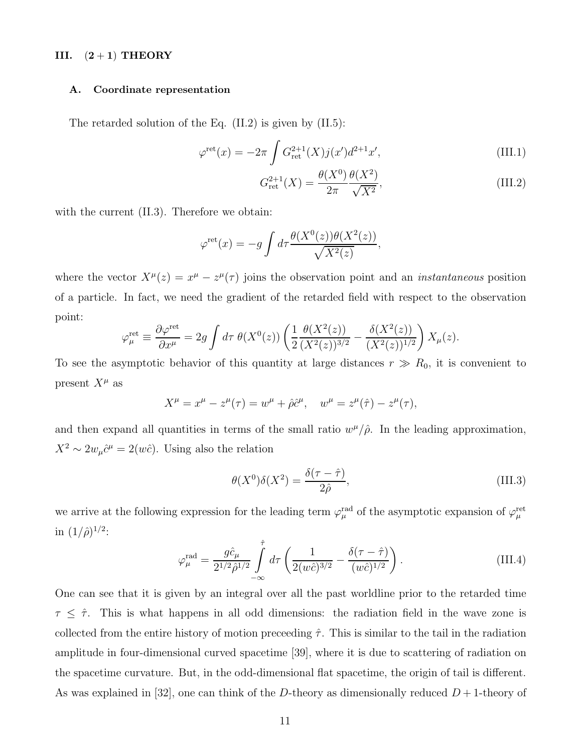## III. $(2+1)$ THEORY

### A. Coordinate representation

The retarded solution of the Eq. (II.2) is given by (II.5):

$$\varphi^{\rm ret}(x) = -2\pi \int G^{2+1}_{\rm ret}(X) j(x') d^{2+1}x', \tag{III.1}$$

$$G^{2+1}_{\rm ret}(X) = \frac{\theta(X^0)}{2\pi} \frac{\theta(X^2)}{\sqrt{X^2}}, \tag{III.2}$$

with the current (II.3). Therefore we obtain:

$$\varphi^{\rm ret}(x) = -g \int d\tau \frac{\theta(X^0(z))\theta(X^2(z))}{\sqrt{X^2(z)}},$$

where the vector $X^\mu(z) = x^\mu - z^\mu(\tau)$ joins the observation point and an *instantaneous* position of a particle. In fact, we need the gradient of the retarded field with respect to the observation point:

$$\varphi^{\rm ret}_\mu \equiv \frac{\partial \varphi^{\rm ret}}{\partial x^\mu} = 2g \int d\tau \; \theta(X^0(z)) \left( \frac{1}{2} \frac{\theta(X^2(z))}{(X^2(z))^{3/2}} - \frac{\delta(X^2(z))}{(X^2(z))^{1/2}} \right) X_\mu(z).$$

To see the asymptotic behavior of this quantity at large distances $r \gg R_0$, it is convenient to present $X^\mu$ as

$$X^\mu = x^\mu - z^\mu(\tau) = w^\mu + \hat{\rho}\hat{c}^\mu, \quad w^\mu = z^\mu(\hat{\tau}) - z^\mu(\tau),$$

and then expand all quantities in terms of the small ratio $w^\mu/\hat{\rho}$. In the leading approximation, $X^2 \sim 2w_\mu \hat{c}^\mu = 2(w\hat{c})$. Using also the relation

$$\theta(X^0)\delta(X^2) = \frac{\delta(\tau - \hat{\tau})}{2\hat{\rho}}, \tag{III.3}$$

we arrive at the following expression for the leading term $\varphi^{\rm rad}_\mu$ of the asymptotic expansion of $\varphi^{\rm ret}_\mu$ in $(1/\hat{\rho})^{1/2}$:

$$\varphi^{\rm rad}_\mu = \frac{g\hat{c}_\mu}{2^{1/2}\hat{\rho}^{1/2}} \int\limits_{-\infty}^{\hat{\tau}} d\tau \left( \frac{1}{2(w\hat{c})^{3/2}} - \frac{\delta(\tau - \hat{\tau})}{(w\hat{c})^{1/2}} \right). \tag{III.4}$$

One can see that it is given by an integral over all the past worldline prior to the retarded time $\tau \le \hat{\tau}$. This is what happens in all odd dimensions: the radiation field in the wave zone is collected from the entire history of motion preceeding $\hat{\tau}$. This is similar to the tail in the radiation amplitude in four-dimensional curved spacetime [39], where it is due to scattering of radiation on the spacetime curvature. But, in the odd-dimensional flat spacetime, the origin of tail is different. As was explained in [32], one can think of the $D$-theory as dimensionally reduced $D+1$-theory of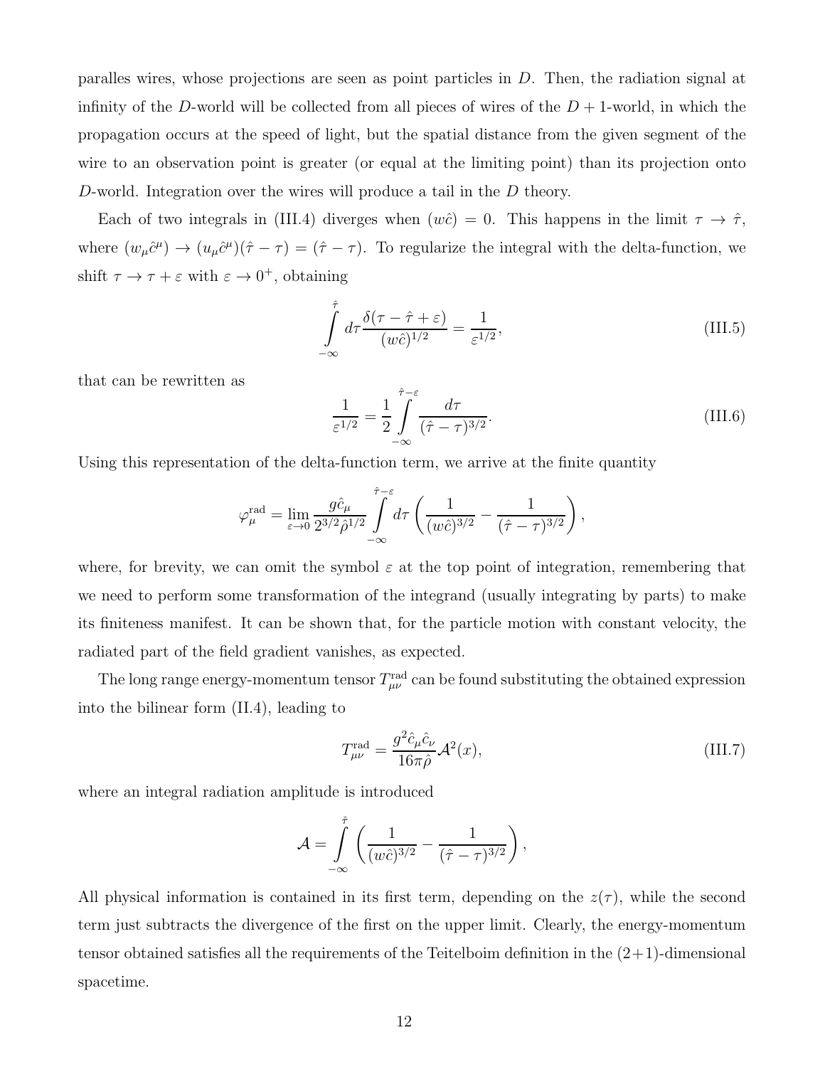paralles wires, whose projections are seen as point particles in $D$. Then, the radiation signal at infinity of the $D$-world will be collected from all pieces of wires of the $D+1$-world, in which the propagation occurs at the speed of light, but the spatial distance from the given segment of the wire to an observation point is greater (or equal at the limiting point) than its projection onto $D$-world. Integration over the wires will produce a tail in the $D$ theory.

Each of two integrals in (III.4) diverges when $(w\hat{c}) = 0$. This happens in the limit $\tau \to \hat{\tau}$, where $(w_\mu \hat{c}^\mu) \to (u_\mu \hat{c}^\mu)(\hat{\tau} - \tau) = (\hat{\tau} - \tau)$. To regularize the integral with the delta-function, we shift $\tau \to \tau + \varepsilon$ with $\varepsilon \to 0^+$, obtaining

$$\int\limits_{-\infty}^{\hat{\tau}} d\tau \frac{\delta(\tau - \hat{\tau} + \varepsilon)}{(w\hat{c})^{1/2}} = \frac{1}{\varepsilon^{1/2}}, \tag{III.5}$$

that can be rewritten as

$$\frac{1}{\varepsilon^{1/2}} = \frac{1}{2} \int\limits_{-\infty}^{\hat{\tau}-\varepsilon} \frac{d\tau}{(\hat{\tau} - \tau)^{3/2}}. \tag{III.6}$$

Using this representation of the delta-function term, we arrive at the finite quantity

$$\varphi_\mu^{\text{rad}} = \lim_{\varepsilon \to 0} \frac{g \hat{c}_\mu}{2^{3/2} \hat{\rho}^{1/2}} \int\limits_{-\infty}^{\hat{\tau}-\varepsilon} d\tau \left( \frac{1}{(w\hat{c})^{3/2}} - \frac{1}{(\hat{\tau} - \tau)^{3/2}} \right),$$

where, for brevity, we can omit the symbol $\varepsilon$ at the top point of integration, remembering that we need to perform some transformation of the integrand (usually integrating by parts) to make its finiteness manifest. It can be shown that, for the particle motion with constant velocity, the radiated part of the field gradient vanishes, as expected.

The long range energy-momentum tensor $T_{\mu\nu}^{\text{rad}}$ can be found substituting the obtained expression into the bilinear form (II.4), leading to

$$T_{\mu\nu}^{\text{rad}} = \frac{g^2 \hat{c}_\mu \hat{c}_\nu}{16\pi \hat{\rho}} \mathcal{A}^2(x), \tag{III.7}$$

where an integral radiation amplitude is introduced

$$\mathcal{A} = \int\limits_{-\infty}^{\hat{\tau}} \left( \frac{1}{(w\hat{c})^{3/2}} - \frac{1}{(\hat{\tau} - \tau)^{3/2}} \right),$$

All physical information is contained in its first term, depending on the $z(\tau)$, while the second term just subtracts the divergence of the first on the upper limit. Clearly, the energy-momentum tensor obtained satisfies all the requirements of the Teitelboim definition in the (2+1)-dimensional spacetime.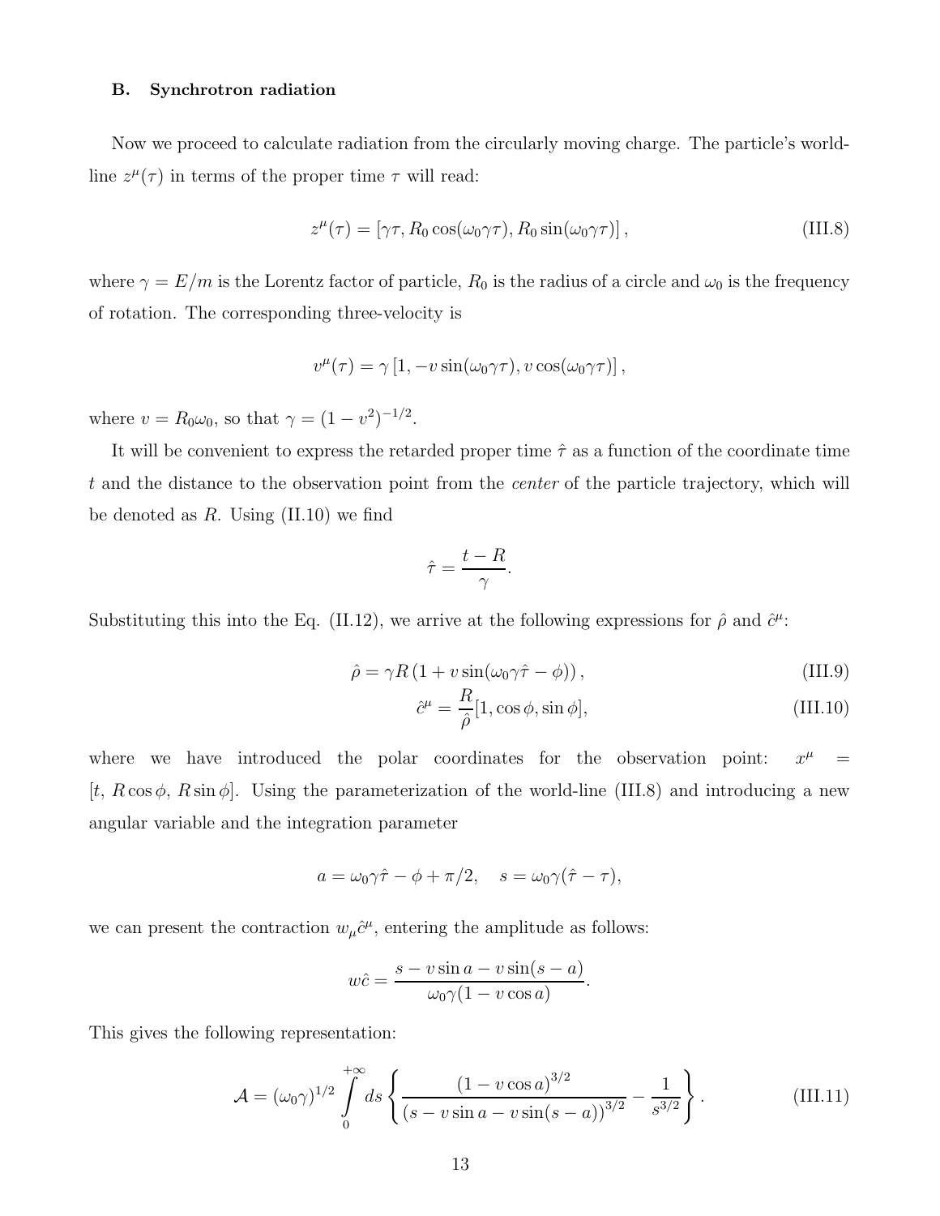### B. Synchrotron radiation

Now we proceed to calculate radiation from the circularly moving charge. The particle's world-line $z^\mu(\tau)$ in terms of the proper time $\tau$ will read:

$$z^\mu(\tau) = [\gamma\tau, R_0\cos(\omega_0\gamma\tau), R_0\sin(\omega_0\gamma\tau)]\,, \tag{III.8}$$

where $\gamma = E/m$ is the Lorentz factor of particle, $R_0$ is the radius of a circle and $\omega_0$ is the frequency of rotation. The corresponding three-velocity is

$$v^\mu(\tau) = \gamma\,[1, -v\sin(\omega_0\gamma\tau), v\cos(\omega_0\gamma\tau)]\,,$$

where $v = R_0\omega_0$, so that $\gamma = (1-v^2)^{-1/2}$.

It will be convenient to express the retarded proper time $\hat{\tau}$ as a function of the coordinate time $t$ and the distance to the observation point from the *center* of the particle trajectory, which will be denoted as $R$. Using (II.10) we find

$$\hat{\tau} = \frac{t-R}{\gamma}.$$

Substituting this into the Eq. (II.12), we arrive at the following expressions for $\hat{\rho}$ and $\hat{c}^\mu$:

$$\hat{\rho} = \gamma R\left(1 + v\sin(\omega_0\gamma\hat{\tau} - \phi)\right), \tag{III.9}$$

$$\hat{c}^\mu = \frac{R}{\hat{\rho}}[1, \cos\phi, \sin\phi], \tag{III.10}$$

where we have introduced the polar coordinates for the observation point: $x^\mu = [t,\, R\cos\phi,\, R\sin\phi]$. Using the parameterization of the world-line (III.8) and introducing a new angular variable and the integration parameter

$$a = \omega_0\gamma\hat{\tau} - \phi + \pi/2, \quad s = \omega_0\gamma(\hat{\tau} - \tau),$$

we can present the contraction $w_\mu\hat{c}^\mu$, entering the amplitude as follows:

$$w\hat{c} = \frac{s - v\sin a - v\sin(s-a)}{\omega_0\gamma(1 - v\cos a)}.$$

This gives the following representation:

$$\mathcal{A} = (\omega_0\gamma)^{1/2}\int\limits_0^{+\infty} ds\left\{\frac{(1-v\cos a)^{3/2}}{\left(s - v\sin a - v\sin(s-a)\right)^{3/2}} - \frac{1}{s^{3/2}}\right\}. \tag{III.11}$$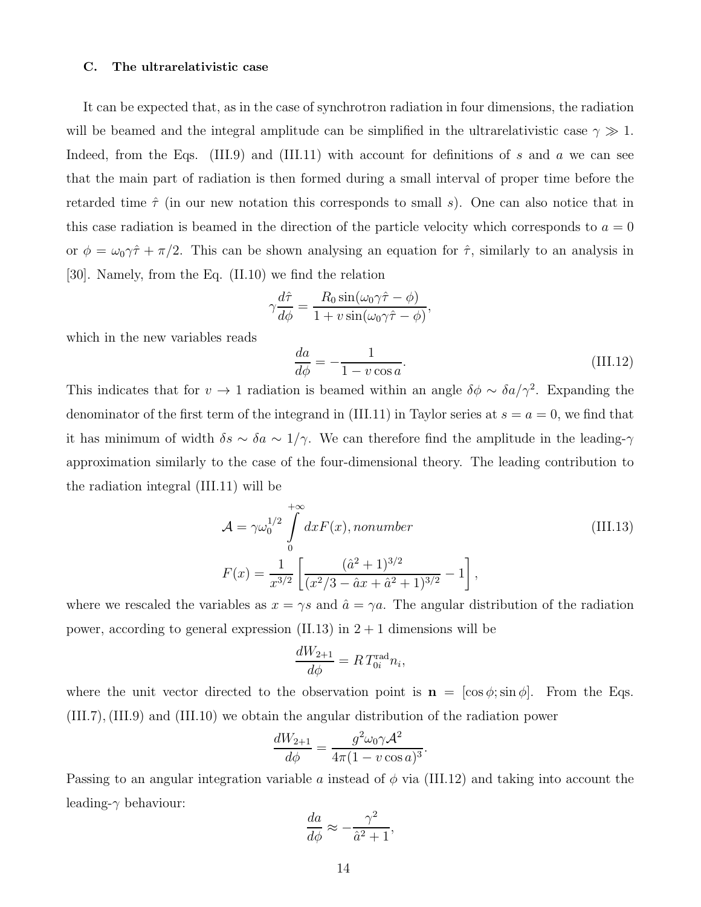### C. The ultrarelativistic case

It can be expected that, as in the case of synchrotron radiation in four dimensions, the radiation will be beamed and the integral amplitude can be simplified in the ultrarelativistic case $\gamma \gg 1$. Indeed, from the Eqs. (III.9) and (III.11) with account for definitions of $s$ and $a$ we can see that the main part of radiation is then formed during a small interval of proper time before the retarded time $\hat{\tau}$ (in our new notation this corresponds to small $s$). One can also notice that in this case radiation is beamed in the direction of the particle velocity which corresponds to $a = 0$ or $\phi = \omega_0 \gamma \hat{\tau} + \pi/2$. This can be shown analysing an equation for $\hat{\tau}$, similarly to an analysis in [30]. Namely, from the Eq. (II.10) we find the relation

$$\gamma \frac{d\hat{\tau}}{d\phi} = \frac{R_0 \sin(\omega_0 \gamma \hat{\tau} - \phi)}{1 + v \sin(\omega_0 \gamma \hat{\tau} - \phi)},$$

which in the new variables reads

$$\frac{da}{d\phi} = -\frac{1}{1 - v \cos a}. \tag{III.12}$$

This indicates that for $v \to 1$ radiation is beamed within an angle $\delta\phi \sim \delta a/\gamma^2$. Expanding the denominator of the first term of the integrand in (III.11) in Taylor series at $s = a = 0$, we find that it has minimum of width $\delta s \sim \delta a \sim 1/\gamma$. We can therefore find the amplitude in the leading-$\gamma$ approximation similarly to the case of the four-dimensional theory. The leading contribution to the radiation integral (III.11) will be

$$\mathcal{A} = \gamma \omega_0^{1/2} \int\limits_0^{+\infty} dx F(x), nonumber \tag{III.13}$$

$$F(x) = \frac{1}{x^{3/2}} \left[ \frac{(\hat{a}^2 + 1)^{3/2}}{(x^2/3 - \hat{a}x + \hat{a}^2 + 1)^{3/2}} - 1 \right],$$

where we rescaled the variables as $x = \gamma s$ and $\hat{a} = \gamma a$. The angular distribution of the radiation power, according to general expression (II.13) in $2+1$ dimensions will be

$$\frac{dW_{2+1}}{d\phi} = R\, T_{0i}^{\text{rad}} n_i,$$

where the unit vector directed to the observation point is $\mathbf{n} = [\cos\phi; \sin\phi]$. From the Eqs. (III.7), (III.9) and (III.10) we obtain the angular distribution of the radiation power

$$\frac{dW_{2+1}}{d\phi} = \frac{g^2 \omega_0 \gamma \mathcal{A}^2}{4\pi (1 - v \cos a)^3}.$$

Passing to an angular integration variable $a$ instead of $\phi$ via (III.12) and taking into account the leading-$\gamma$ behaviour:

$$\frac{da}{d\phi} \approx -\frac{\gamma^2}{\hat{a}^2 + 1},$$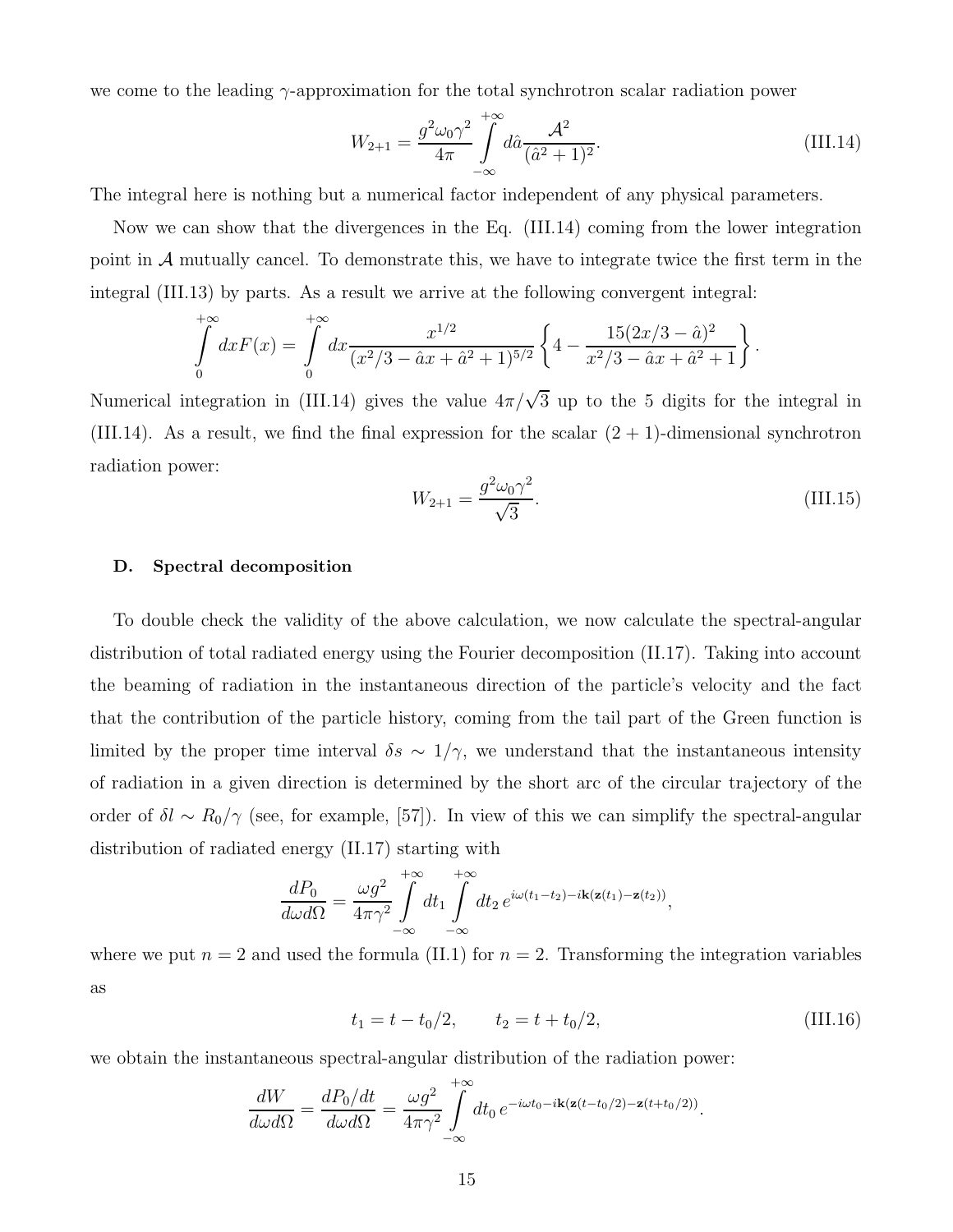we come to the leading $\gamma$-approximation for the total synchrotron scalar radiation power

$$W_{2+1} = \frac{g^2 \omega_0 \gamma^2}{4\pi} \int\limits_{-\infty}^{+\infty} d\hat{a} \frac{\mathcal{A}^2}{(\hat{a}^2+1)^2}. \tag{III.14}$$

The integral here is nothing but a numerical factor independent of any physical parameters.

Now we can show that the divergences in the Eq. (III.14) coming from the lower integration point in $\mathcal{A}$ mutually cancel. To demonstrate this, we have to integrate twice the first term in the integral (III.13) by parts. As a result we arrive at the following convergent integral:

$$\int\limits_0^{+\infty} dx F(x) = \int\limits_0^{+\infty} dx \frac{x^{1/2}}{(x^2/3 - \hat{a}x + \hat{a}^2 + 1)^{5/2}} \left\{ 4 - \frac{15(2x/3 - \hat{a})^2}{x^2/3 - \hat{a}x + \hat{a}^2 + 1} \right\}.$$

Numerical integration in (III.14) gives the value $4\pi/\sqrt{3}$ up to the 5 digits for the integral in (III.14). As a result, we find the final expression for the scalar $(2+1)$-dimensional synchrotron radiation power:

$$W_{2+1} = \frac{g^2 \omega_0 \gamma^2}{\sqrt{3}}. \tag{III.15}$$

### D. Spectral decomposition

To double check the validity of the above calculation, we now calculate the spectral-angular distribution of total radiated energy using the Fourier decomposition (II.17). Taking into account the beaming of radiation in the instantaneous direction of the particle's velocity and the fact that the contribution of the particle history, coming from the tail part of the Green function is limited by the proper time interval $\delta s \sim 1/\gamma$, we understand that the instantaneous intensity of radiation in a given direction is determined by the short arc of the circular trajectory of the order of $\delta l \sim R_0/\gamma$ (see, for example, [57]). In view of this we can simplify the spectral-angular distribution of radiated energy (II.17) starting with

$$\frac{dP_0}{d\omega d\Omega} = \frac{\omega g^2}{4\pi\gamma^2} \int\limits_{-\infty}^{+\infty} dt_1 \int\limits_{-\infty}^{+\infty} dt_2 \, e^{i\omega(t_1-t_2) - i\mathbf{k}(\mathbf{z}(t_1)-\mathbf{z}(t_2))},$$

where we put $n=2$ and used the formula (II.1) for $n=2$. Transforming the integration variables as

$$t_1 = t - t_0/2, \qquad t_2 = t + t_0/2, \tag{III.16}$$

we obtain the instantaneous spectral-angular distribution of the radiation power:

$$\frac{dW}{d\omega d\Omega} = \frac{dP_0/dt}{d\omega d\Omega} = \frac{\omega g^2}{4\pi\gamma^2} \int\limits_{-\infty}^{+\infty} dt_0 \, e^{-i\omega t_0 - i\mathbf{k}(\mathbf{z}(t-t_0/2) - \mathbf{z}(t+t_0/2))}.$$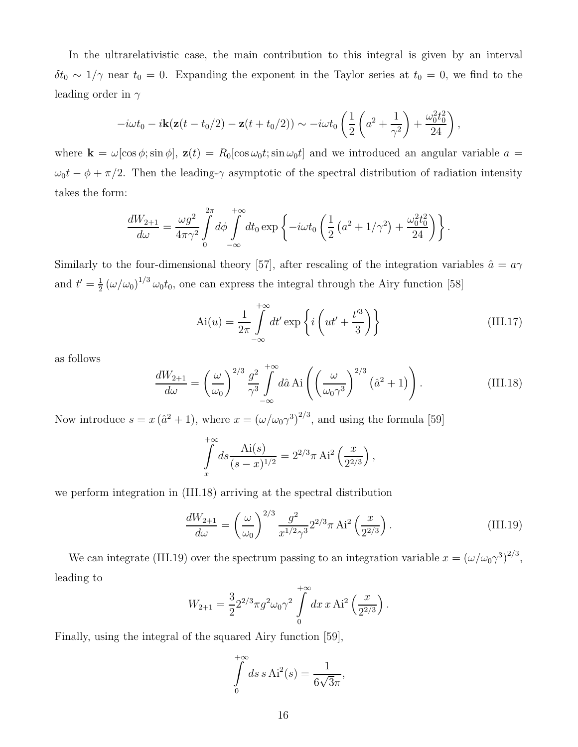In the ultrarelativistic case, the main contribution to this integral is given by an interval $\delta t_0 \sim 1/\gamma$ near $t_0 = 0$. Expanding the exponent in the Taylor series at $t_0 = 0$, we find to the leading order in $\gamma$

$$-i\omega t_0 - i\mathbf{k}(\mathbf{z}(t - t_0/2) - \mathbf{z}(t + t_0/2)) \sim -i\omega t_0 \left( \frac{1}{2}\left(a^2 + \frac{1}{\gamma^2}\right) + \frac{\omega_0^2 t_0^2}{24} \right),$$

where $\mathbf{k} = \omega[\cos\phi; \sin\phi]$, $\mathbf{z}(t) = R_0[\cos\omega_0 t; \sin\omega_0 t]$ and we introduced an angular variable $a = \omega_0 t - \phi + \pi/2$. Then the leading-$\gamma$ asymptotic of the spectral distribution of radiation intensity takes the form:

$$\frac{dW_{2+1}}{d\omega} = \frac{\omega g^2}{4\pi\gamma^2} \int\limits_0^{2\pi} d\phi \int\limits_{-\infty}^{+\infty} dt_0 \exp\left\{ -i\omega t_0 \left( \frac{1}{2}\left(a^2 + 1/\gamma^2\right) + \frac{\omega_0^2 t_0^2}{24} \right) \right\}.$$

Similarly to the four-dimensional theory [57], after rescaling of the integration variables $\hat{a} = a\gamma$ and $t' = \frac{1}{2}\left(\omega/\omega_0\right)^{1/3} \omega_0 t_0$, one can express the integral through the Airy function [58]

$$\mathrm{Ai}(u) = \frac{1}{2\pi} \int\limits_{-\infty}^{+\infty} dt' \exp\left\{ i\left( ut' + \frac{t'^3}{3} \right) \right\} \tag{III.17}$$

as follows

$$\frac{dW_{2+1}}{d\omega} = \left(\frac{\omega}{\omega_0}\right)^{2/3} \frac{g^2}{\gamma^3} \int\limits_{-\infty}^{+\infty} d\hat{a}\, \mathrm{Ai}\left( \left(\frac{\omega}{\omega_0 \gamma^3}\right)^{2/3} \left(\hat{a}^2 + 1\right) \right). \tag{III.18}$$

Now introduce $s = x\left(\hat{a}^2 + 1\right)$, where $x = \left(\omega/\omega_0\gamma^3\right)^{2/3}$, and using the formula [59]

$$\int\limits_x^{+\infty} ds \frac{\mathrm{Ai}(s)}{(s - x)^{1/2}} = 2^{2/3}\pi\, \mathrm{Ai}^2\left(\frac{x}{2^{2/3}}\right),$$

we perform integration in (III.18) arriving at the spectral distribution

$$\frac{dW_{2+1}}{d\omega} = \left(\frac{\omega}{\omega_0}\right)^{2/3} \frac{g^2}{x^{1/2}\gamma^3} 2^{2/3}\pi\, \mathrm{Ai}^2\left(\frac{x}{2^{2/3}}\right). \tag{III.19}$$

We can integrate (III.19) over the spectrum passing to an integration variable $x = \left(\omega/\omega_0\gamma^3\right)^{2/3}$, leading to

$$W_{2+1} = \frac{3}{2} 2^{2/3}\pi g^2 \omega_0 \gamma^2 \int\limits_0^{+\infty} dx\, x\, \mathrm{Ai}^2\left(\frac{x}{2^{2/3}}\right).$$

Finally, using the integral of the squared Airy function [59],

$$\int\limits_0^{+\infty} ds\, s\, \mathrm{Ai}^2(s) = \frac{1}{6\sqrt{3}\pi},$$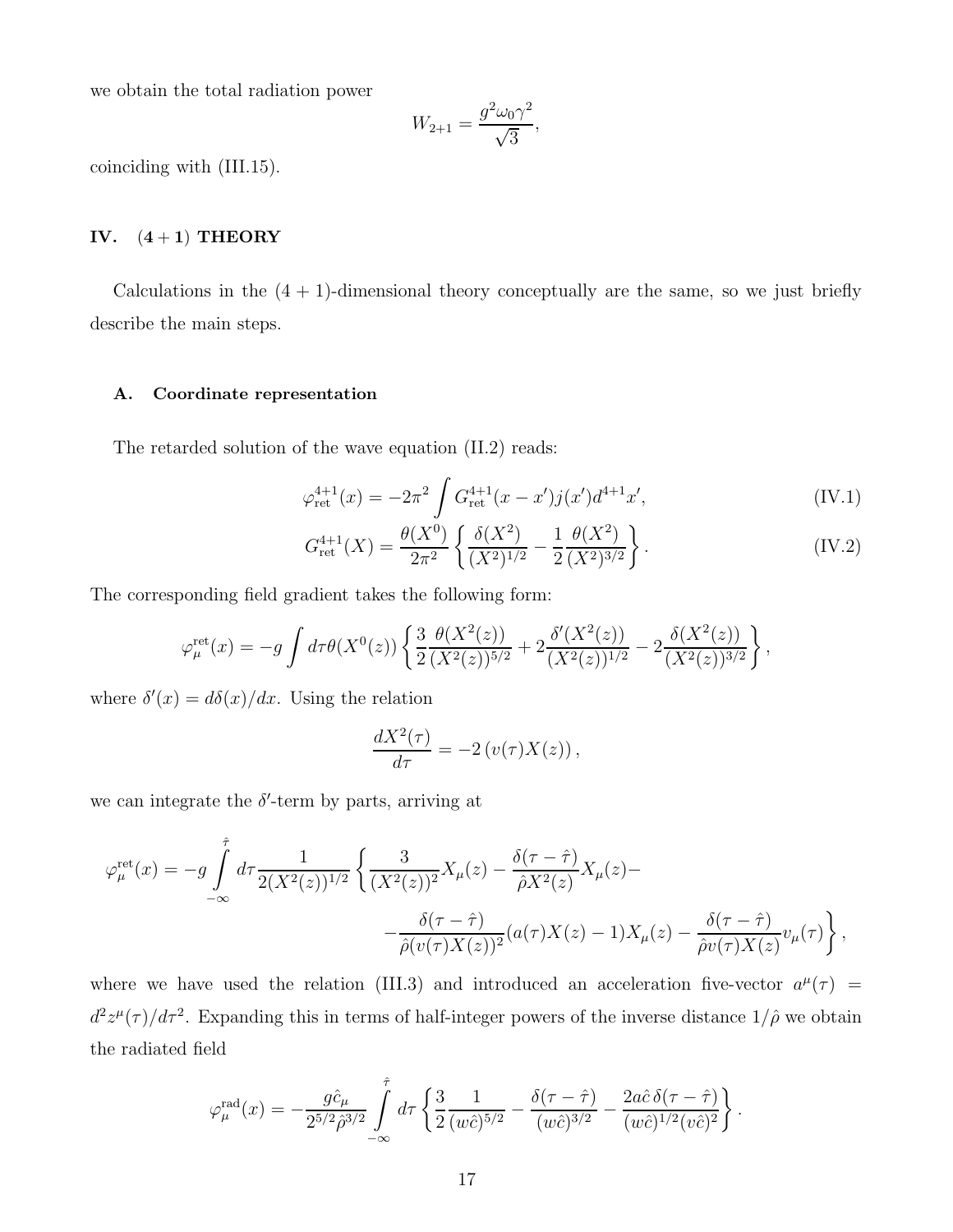we obtain the total radiation power

$$W_{2+1} = \frac{g^2 \omega_0 \gamma^2}{\sqrt{3}},$$

coinciding with (III.15).

## IV. $(4+1)$ THEORY

Calculations in the $(4+1)$-dimensional theory conceptually are the same, so we just briefly describe the main steps.

### A. Coordinate representation

The retarded solution of the wave equation (II.2) reads:

$$\varphi^{4+1}_{\text{ret}}(x) = -2\pi^2 \int G^{4+1}_{\text{ret}}(x - x') j(x') d^{4+1}x', \tag{IV.1}$$

$$G^{4+1}_{\text{ret}}(X) = \frac{\theta(X^0)}{2\pi^2} \left\{ \frac{\delta(X^2)}{(X^2)^{1/2}} - \frac{1}{2} \frac{\theta(X^2)}{(X^2)^{3/2}} \right\}. \tag{IV.2}$$

The corresponding field gradient takes the following form:

$$\varphi^{\text{ret}}_{\mu}(x) = -g \int d\tau \theta(X^0(z)) \left\{ \frac{3}{2} \frac{\theta(X^2(z))}{(X^2(z))^{5/2}} + 2\frac{\delta'(X^2(z))}{(X^2(z))^{1/2}} - 2\frac{\delta(X^2(z))}{(X^2(z))^{3/2}} \right\},$$

where $\delta'(x) = d\delta(x)/dx$. Using the relation

$$\frac{dX^2(\tau)}{d\tau} = -2\left(v(\tau)X(z)\right),$$

we can integrate the $\delta'$-term by parts, arriving at

$$\varphi^{\text{ret}}_{\mu}(x) = -g \int\limits_{-\infty}^{\hat{\tau}} d\tau \frac{1}{2(X^2(z))^{1/2}} \left\{ \frac{3}{(X^2(z))^2} X_\mu(z) - \frac{\delta(\tau - \hat{\tau})}{\hat{\rho} X^2(z)} X_\mu(z) - \right.$$
$$\left. - \frac{\delta(\tau - \hat{\tau})}{\hat{\rho}(v(\tau)X(z))^2}(a(\tau)X(z) - 1)X_\mu(z) - \frac{\delta(\tau - \hat{\tau})}{\hat{\rho} v(\tau)X(z)} v_\mu(\tau) \right\},$$

where we have used the relation (III.3) and introduced an acceleration five-vector $a^\mu(\tau) = d^2 z^\mu(\tau)/d\tau^2$. Expanding this in terms of half-integer powers of the inverse distance $1/\hat{\rho}$ we obtain the radiated field

$$\varphi^{\text{rad}}_{\mu}(x) = -\frac{g\hat{c}_\mu}{2^{5/2}\hat{\rho}^{3/2}} \int\limits_{-\infty}^{\hat{\tau}} d\tau \left\{ \frac{3}{2} \frac{1}{(w\hat{c})^{5/2}} - \frac{\delta(\tau - \hat{\tau})}{(w\hat{c})^{3/2}} - \frac{2a\hat{c}\, \delta(\tau - \hat{\tau})}{(w\hat{c})^{1/2}(v\hat{c})^2} \right\}.$$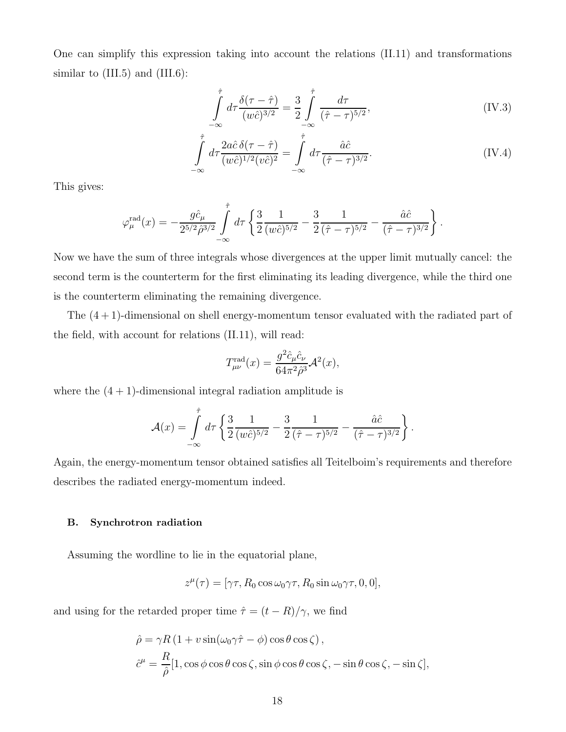One can simplify this expression taking into account the relations (II.11) and transformations similar to (III.5) and (III.6):

$$\int\limits_{-\infty}^{\hat{\tau}} d\tau \frac{\delta(\tau - \hat{\tau})}{(w\hat{c})^{3/2}} = \frac{3}{2} \int\limits_{-\infty}^{\hat{\tau}} \frac{d\tau}{(\hat{\tau} - \tau)^{5/2}}, \tag{IV.3}$$

$$\int\limits_{-\infty}^{\hat{\tau}} d\tau \frac{2a\hat{c}\, \delta(\tau - \hat{\tau})}{(w\hat{c})^{1/2}(v\hat{c})^2} = \int\limits_{-\infty}^{\hat{\tau}} d\tau \frac{\hat{a}\hat{c}}{(\hat{\tau} - \tau)^{3/2}}. \tag{IV.4}$$

This gives:

$$\varphi_\mu^{\rm rad}(x) = -\frac{g\hat{c}_\mu}{2^{5/2}\hat{\rho}^{3/2}} \int\limits_{-\infty}^{\hat{\tau}} d\tau \left\{ \frac{3}{2}\frac{1}{(w\hat{c})^{5/2}} - \frac{3}{2}\frac{1}{(\hat{\tau} - \tau)^{5/2}} - \frac{\hat{a}\hat{c}}{(\hat{\tau} - \tau)^{3/2}} \right\}.$$

Now we have the sum of three integrals whose divergences at the upper limit mutually cancel: the second term is the counterterm for the first eliminating its leading divergence, while the third one is the counterterm eliminating the remaining divergence.

The $(4+1)$-dimensional on shell energy-momentum tensor evaluated with the radiated part of the field, with account for relations (II.11), will read:

$$T_{\mu\nu}^{\rm rad}(x) = \frac{g^2\hat{c}_\mu\hat{c}_\nu}{64\pi^2\hat{\rho}^3}\mathcal{A}^2(x),$$

where the $(4+1)$-dimensional integral radiation amplitude is

$$\mathcal{A}(x) = \int\limits_{-\infty}^{\hat{\tau}} d\tau \left\{ \frac{3}{2}\frac{1}{(w\hat{c})^{5/2}} - \frac{3}{2}\frac{1}{(\hat{\tau} - \tau)^{5/2}} - \frac{\hat{a}\hat{c}}{(\hat{\tau} - \tau)^{3/2}} \right\}.$$

Again, the energy-momentum tensor obtained satisfies all Teitelboim's requirements and therefore describes the radiated energy-momentum indeed.

### B. Synchrotron radiation

Assuming the wordline to lie in the equatorial plane,

$$z^\mu(\tau) = [\gamma\tau, R_0\cos\omega_0\gamma\tau, R_0\sin\omega_0\gamma\tau, 0, 0],$$

and using for the retarded proper time $\hat{\tau} = (t - R)/\gamma$, we find

$$\hat{\rho} = \gamma R\left(1 + v\sin(\omega_0\gamma\hat{\tau} - \phi)\cos\theta\cos\zeta\right),$$

$$\hat{c}^\mu = \frac{R}{\hat{\rho}}[1, \cos\phi\cos\theta\cos\zeta, \sin\phi\cos\theta\cos\zeta, -\sin\theta\cos\zeta, -\sin\zeta],$$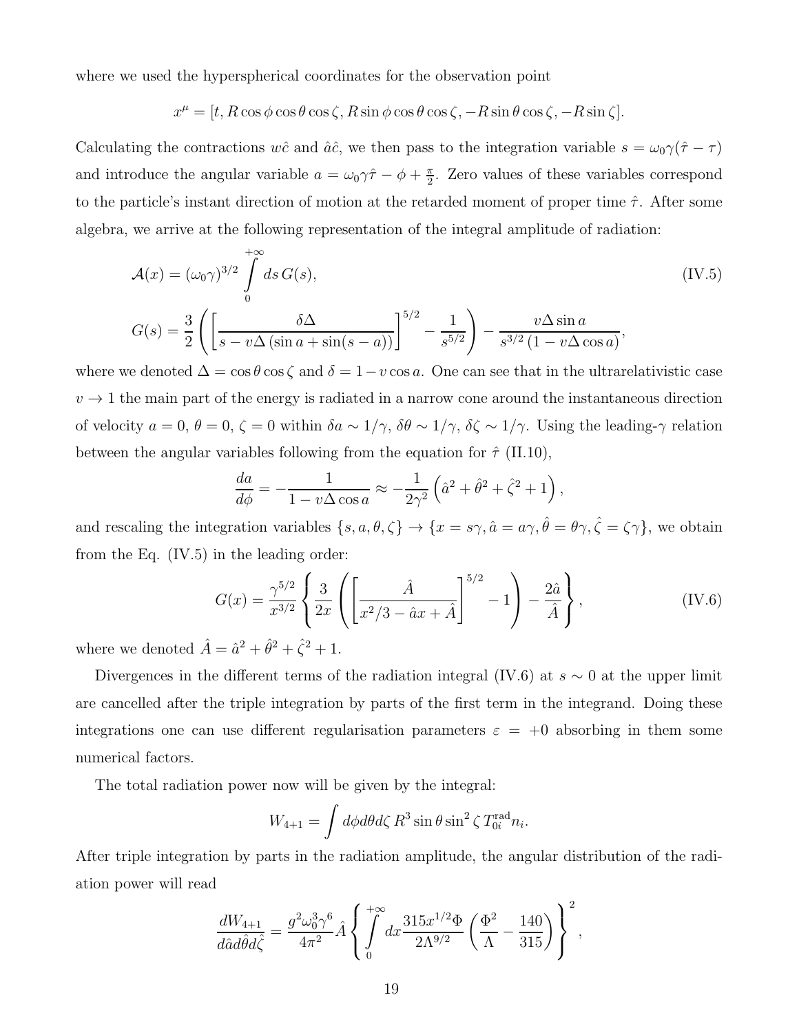where we used the hyperspherical coordinates for the observation point

$$x^\mu = [t, R\cos\phi\cos\theta\cos\zeta, R\sin\phi\cos\theta\cos\zeta, -R\sin\theta\cos\zeta, -R\sin\zeta].$$

Calculating the contractions $w\hat{c}$ and $\hat{a}\hat{c}$, we then pass to the integration variable $s = \omega_0\gamma(\hat{\tau} - \tau)$ and introduce the angular variable $a = \omega_0\gamma\hat{\tau} - \phi + \frac{\pi}{2}$. Zero values of these variables correspond to the particle's instant direction of motion at the retarded moment of proper time $\hat{\tau}$. After some algebra, we arrive at the following representation of the integral amplitude of radiation:

$$\mathcal{A}(x) = (\omega_0\gamma)^{3/2} \int\limits_0^{+\infty} ds\, G(s), \tag{IV.5}$$

$$G(s) = \frac{3}{2}\left(\left[\frac{\delta\Delta}{s - v\Delta\left(\sin a + \sin(s-a)\right)}\right]^{5/2} - \frac{1}{s^{5/2}}\right) - \frac{v\Delta\sin a}{s^{3/2}\left(1 - v\Delta\cos a\right)},$$

where we denoted $\Delta = \cos\theta\cos\zeta$ and $\delta = 1 - v\cos a$. One can see that in the ultrarelativistic case $v \to 1$ the main part of the energy is radiated in a narrow cone around the instantaneous direction of velocity $a = 0$, $\theta = 0$, $\zeta = 0$ within $\delta a \sim 1/\gamma$, $\delta\theta \sim 1/\gamma$, $\delta\zeta \sim 1/\gamma$. Using the leading-$\gamma$ relation between the angular variables following from the equation for $\hat{\tau}$ (II.10),

$$\frac{da}{d\phi} = -\frac{1}{1 - v\Delta\cos a} \approx -\frac{1}{2\gamma^2}\left(\hat{a}^2 + \hat{\theta}^2 + \hat{\zeta}^2 + 1\right),$$

and rescaling the integration variables $\{s, a, \theta, \zeta\} \to \{x = s\gamma, \hat{a} = a\gamma, \hat{\theta} = \theta\gamma, \hat{\zeta} = \zeta\gamma\}$, we obtain from the Eq. (IV.5) in the leading order:

$$G(x) = \frac{\gamma^{5/2}}{x^{3/2}}\left\{\frac{3}{2x}\left(\left[\frac{\hat{A}}{x^2/3 - \hat{a}x + \hat{A}}\right]^{5/2} - 1\right) - \frac{2\hat{a}}{\hat{A}}\right\}, \tag{IV.6}$$

where we denoted $\hat{A} = \hat{a}^2 + \hat{\theta}^2 + \hat{\zeta}^2 + 1$.

Divergences in the different terms of the radiation integral (IV.6) at $s \sim 0$ at the upper limit are cancelled after the triple integration by parts of the first term in the integrand. Doing these integrations one can use different regularisation parameters $\varepsilon = +0$ absorbing in them some numerical factors.

The total radiation power now will be given by the integral:

$$W_{4+1} = \int d\phi d\theta d\zeta\, R^3 \sin\theta \sin^2\zeta\, T^{\rm rad}_{0i} n_i.$$

After triple integration by parts in the radiation amplitude, the angular distribution of the radiation power will read

$$\frac{dW_{4+1}}{d\hat{a}d\hat{\theta}d\hat{\zeta}} = \frac{g^2\omega_0^3\gamma^6}{4\pi^2}\hat{A}\left\{\int\limits_0^{+\infty} dx \frac{315 x^{1/2}\Phi}{2\Lambda^{9/2}}\left(\frac{\Phi^2}{\Lambda} - \frac{140}{315}\right)\right\}^2,$$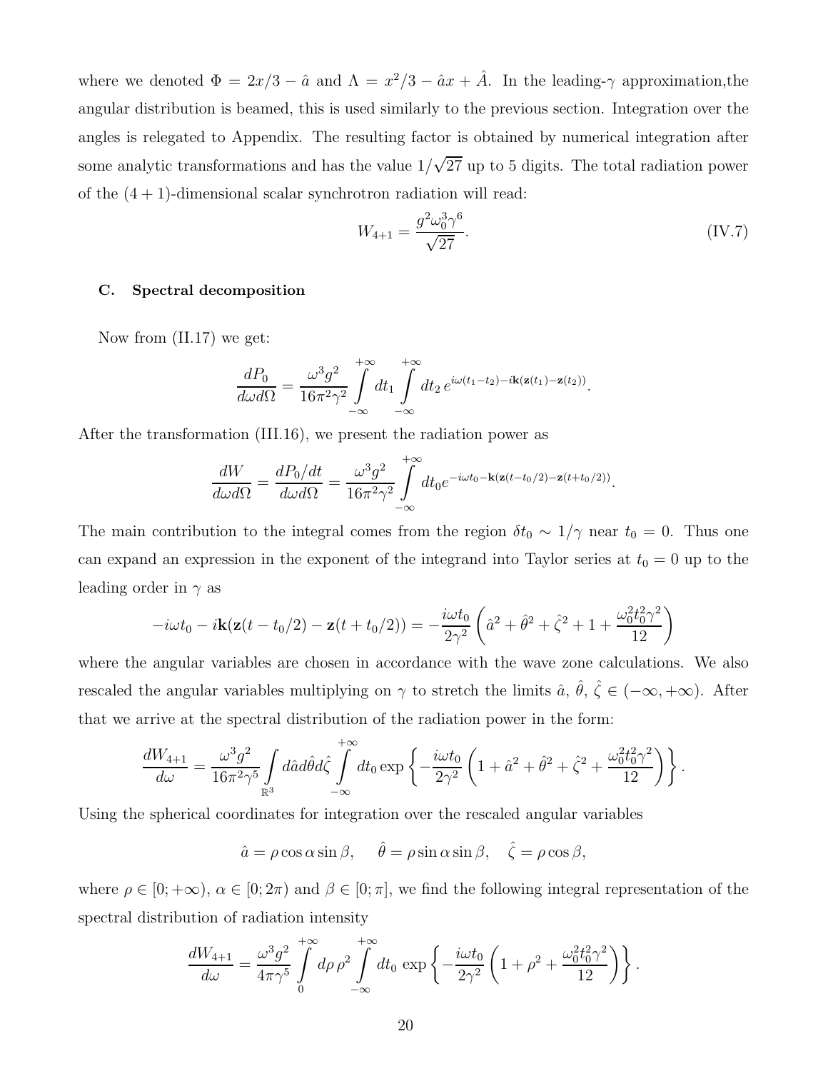where we denoted $\Phi = 2x/3 - \hat{a}$ and $\Lambda = x^2/3 - \hat{a}x + \hat{A}$. In the leading-$\gamma$ approximation,the angular distribution is beamed, this is used similarly to the previous section. Integration over the angles is relegated to Appendix. The resulting factor is obtained by numerical integration after some analytic transformations and has the value $1/\sqrt{27}$ up to 5 digits. The total radiation power of the $(4+1)$-dimensional scalar synchrotron radiation will read:

$$W_{4+1} = \frac{g^2 \omega_0^3 \gamma^6}{\sqrt{27}}. \tag{IV.7}$$

### C. Spectral decomposition

Now from (II.17) we get:

$$\frac{dP_0}{d\omega d\Omega} = \frac{\omega^3 g^2}{16\pi^2 \gamma^2} \int\limits_{-\infty}^{+\infty} dt_1 \int\limits_{-\infty}^{+\infty} dt_2 \, e^{i\omega(t_1 - t_2) - i\mathbf{k}(\mathbf{z}(t_1) - \mathbf{z}(t_2))}.$$

After the transformation (III.16), we present the radiation power as

$$\frac{dW}{d\omega d\Omega} = \frac{dP_0/dt}{d\omega d\Omega} = \frac{\omega^3 g^2}{16\pi^2 \gamma^2} \int\limits_{-\infty}^{+\infty} dt_0 e^{-i\omega t_0 - \mathbf{k}(\mathbf{z}(t - t_0/2) - \mathbf{z}(t + t_0/2))}.$$

The main contribution to the integral comes from the region $\delta t_0 \sim 1/\gamma$ near $t_0 = 0$. Thus one can expand an expression in the exponent of the integrand into Taylor series at $t_0 = 0$ up to the leading order in $\gamma$ as

$$-i\omega t_0 - i\mathbf{k}(\mathbf{z}(t - t_0/2) - \mathbf{z}(t + t_0/2)) = -\frac{i\omega t_0}{2\gamma^2} \left( \hat{a}^2 + \hat{\theta}^2 + \hat{\zeta}^2 + 1 + \frac{\omega_0^2 t_0^2 \gamma^2}{12} \right)$$

where the angular variables are chosen in accordance with the wave zone calculations. We also rescaled the angular variables multiplying on $\gamma$ to stretch the limits $\hat{a}$, $\hat{\theta}$, $\hat{\zeta} \in (-\infty, +\infty)$. After that we arrive at the spectral distribution of the radiation power in the form:

$$\frac{dW_{4+1}}{d\omega} = \frac{\omega^3 g^2}{16\pi^2 \gamma^5} \int\limits_{\mathbb{R}^3} d\hat{a} d\hat{\theta} d\hat{\zeta} \int\limits_{-\infty}^{+\infty} dt_0 \exp\left\{ -\frac{i\omega t_0}{2\gamma^2} \left( 1 + \hat{a}^2 + \hat{\theta}^2 + \hat{\zeta}^2 + \frac{\omega_0^2 t_0^2 \gamma^2}{12} \right) \right\}.$$

Using the spherical coordinates for integration over the rescaled angular variables

$$\hat{a} = \rho \cos\alpha \sin\beta, \quad \hat{\theta} = \rho \sin\alpha \sin\beta, \quad \hat{\zeta} = \rho \cos\beta,$$

where $\rho \in [0; +\infty)$, $\alpha \in [0; 2\pi)$ and $\beta \in [0; \pi]$, we find the following integral representation of the spectral distribution of radiation intensity

$$\frac{dW_{4+1}}{d\omega} = \frac{\omega^3 g^2}{4\pi \gamma^5} \int\limits_0^{+\infty} d\rho \, \rho^2 \int\limits_{-\infty}^{+\infty} dt_0 \, \exp\left\{ -\frac{i\omega t_0}{2\gamma^2} \left( 1 + \rho^2 + \frac{\omega_0^2 t_0^2 \gamma^2}{12} \right) \right\}.$$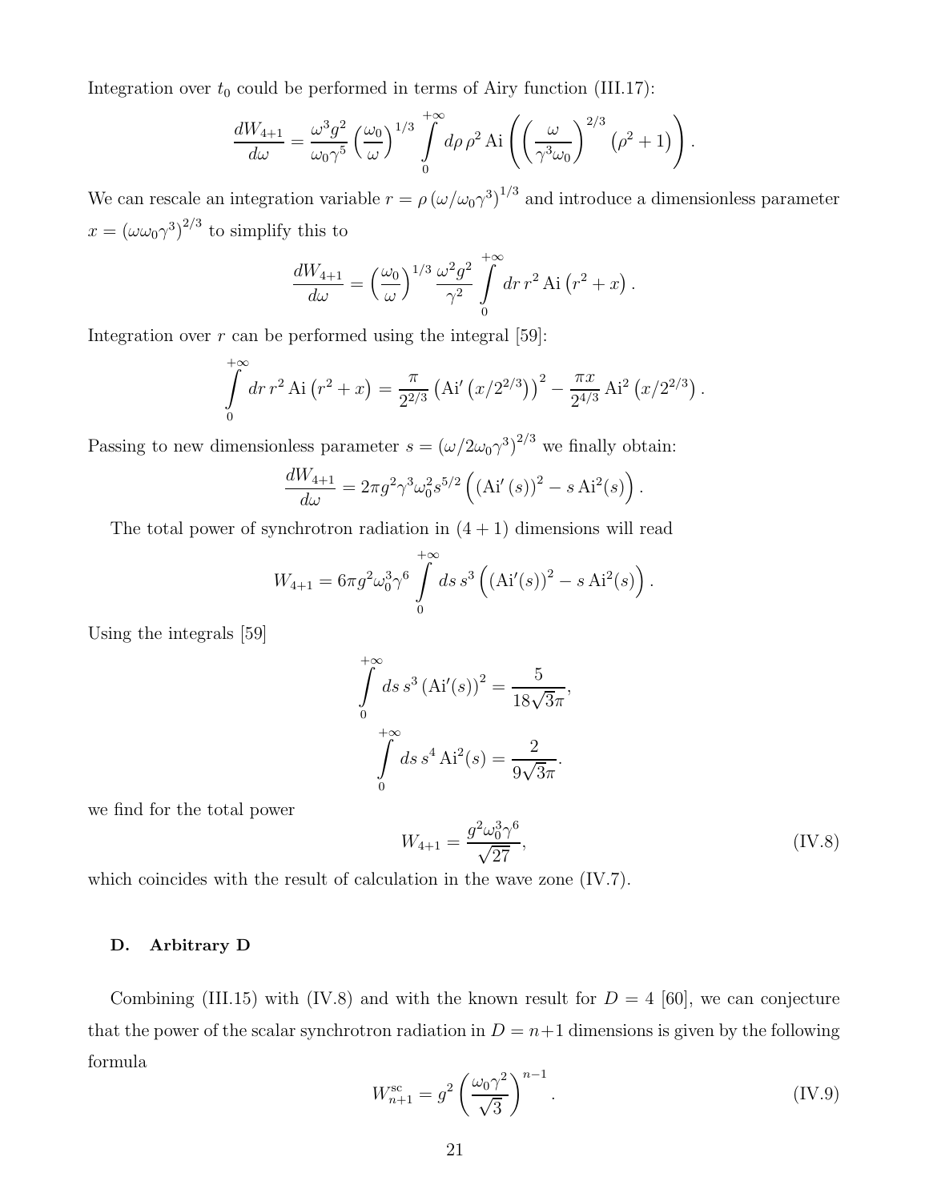Integration over $t_0$ could be performed in terms of Airy function (III.17):

$$\frac{dW_{4+1}}{d\omega} = \frac{\omega^3 g^2}{\omega_0 \gamma^5} \left(\frac{\omega_0}{\omega}\right)^{1/3} \int\limits_0^{+\infty} d\rho \, \rho^2 \, \mathrm{Ai}\left( \left(\frac{\omega}{\gamma^3 \omega_0}\right)^{2/3} \left(\rho^2 + 1\right) \right).$$

We can rescale an integration variable $r = \rho \left(\omega/\omega_0\gamma^3\right)^{1/3}$ and introduce a dimensionless parameter $x = \left(\omega\omega_0\gamma^3\right)^{2/3}$ to simplify this to

$$\frac{dW_{4+1}}{d\omega} = \left(\frac{\omega_0}{\omega}\right)^{1/3} \frac{\omega^2 g^2}{\gamma^2} \int\limits_0^{+\infty} dr \, r^2 \, \mathrm{Ai}\left(r^2 + x\right).$$

Integration over $r$ can be performed using the integral [59]:

$$\int\limits_0^{+\infty} dr \, r^2 \, \mathrm{Ai}\left(r^2 + x\right) = \frac{\pi}{2^{2/3}} \left(\mathrm{Ai}'\left(x/2^{2/3}\right)\right)^2 - \frac{\pi x}{2^{4/3}} \mathrm{Ai}^2\left(x/2^{2/3}\right).$$

Passing to new dimensionless parameter $s = \left(\omega/2\omega_0\gamma^3\right)^{2/3}$ we finally obtain:

$$\frac{dW_{4+1}}{d\omega} = 2\pi g^2 \gamma^3 \omega_0^2 s^{5/2} \left( \left(\mathrm{Ai}'\left(s\right)\right)^2 - s \, \mathrm{Ai}^2(s) \right).$$

The total power of synchrotron radiation in $(4+1)$ dimensions will read

$$W_{4+1} = 6\pi g^2 \omega_0^3 \gamma^6 \int\limits_0^{+\infty} ds \, s^3 \left( \left(\mathrm{Ai}'(s)\right)^2 - s \, \mathrm{Ai}^2(s) \right).$$

Using the integrals [59]

$$\int\limits_0^{+\infty} ds \, s^3 \left(\mathrm{Ai}'(s)\right)^2 = \frac{5}{18\sqrt{3}\pi},$$

$$\int\limits_0^{+\infty} ds \, s^4 \, \mathrm{Ai}^2(s) = \frac{2}{9\sqrt{3}\pi}.$$

we find for the total power

$$W_{4+1} = \frac{g^2 \omega_0^3 \gamma^6}{\sqrt{27}}, \tag{IV.8}$$

which coincides with the result of calculation in the wave zone (IV.7).

### D. Arbitrary D

Combining (III.15) with (IV.8) and with the known result for $D = 4$ [60], we can conjecture that the power of the scalar synchrotron radiation in $D = n+1$ dimensions is given by the following formula

$$W^{\mathrm{sc}}_{n+1} = g^2 \left(\frac{\omega_0 \gamma^2}{\sqrt{3}}\right)^{n-1}. \tag{IV.9}$$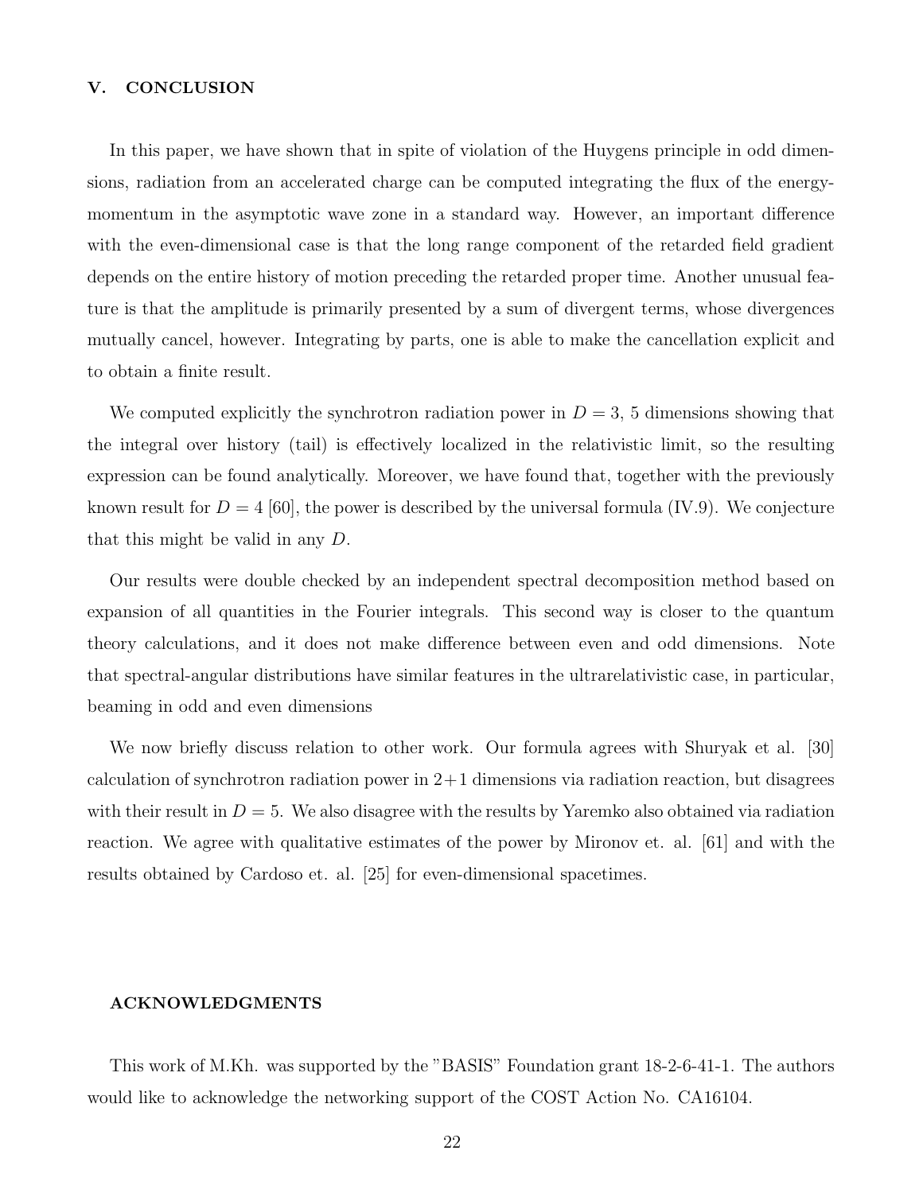## V. CONCLUSION

In this paper, we have shown that in spite of violation of the Huygens principle in odd dimensions, radiation from an accelerated charge can be computed integrating the flux of the energy-momentum in the asymptotic wave zone in a standard way. However, an important difference with the even-dimensional case is that the long range component of the retarded field gradient depends on the entire history of motion preceding the retarded proper time. Another unusual feature is that the amplitude is primarily presented by a sum of divergent terms, whose divergences mutually cancel, however. Integrating by parts, one is able to make the cancellation explicit and to obtain a finite result.

We computed explicitly the synchrotron radiation power in $D = 3$, 5 dimensions showing that the integral over history (tail) is effectively localized in the relativistic limit, so the resulting expression can be found analytically. Moreover, we have found that, together with the previously known result for $D = 4$ [60], the power is described by the universal formula (IV.9). We conjecture that this might be valid in any $D$.

Our results were double checked by an independent spectral decomposition method based on expansion of all quantities in the Fourier integrals. This second way is closer to the quantum theory calculations, and it does not make difference between even and odd dimensions. Note that spectral-angular distributions have similar features in the ultrarelativistic case, in particular, beaming in odd and even dimensions

We now briefly discuss relation to other work. Our formula agrees with Shuryak et al. [30] calculation of synchrotron radiation power in $2+1$ dimensions via radiation reaction, but disagrees with their result in $D = 5$. We also disagree with the results by Yaremko also obtained via radiation reaction. We agree with qualitative estimates of the power by Mironov et. al. [61] and with the results obtained by Cardoso et. al. [25] for even-dimensional spacetimes.

## ACKNOWLEDGMENTS

This work of M.Kh. was supported by the "BASIS" Foundation grant 18-2-6-41-1. The authors would like to acknowledge the networking support of the COST Action No. CA16104.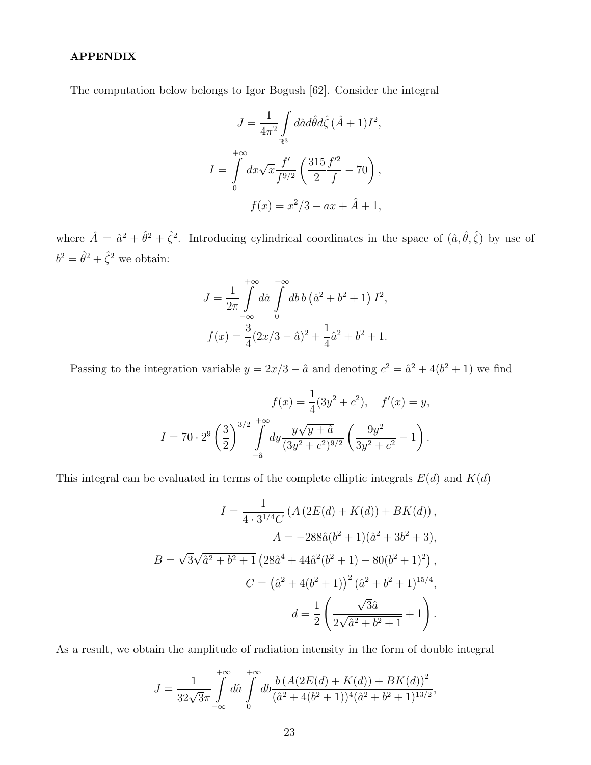### APPENDIX

The computation below belongs to Igor Bogush [62]. Consider the integral

$$J = \frac{1}{4\pi^2} \int\limits_{\mathbb{R}^3} d\hat{a} d\hat{\theta} d\hat{\zeta}\, (\hat{A}+1) I^2,$$

$$I = \int\limits_0^{+\infty} dx \sqrt{x} \frac{f'}{f^{9/2}} \left( \frac{315}{2} \frac{f'^2}{f} - 70 \right),$$

$$f(x) = x^2/3 - ax + \hat{A} + 1,$$

where $\hat{A} = \hat{a}^2 + \hat{\theta}^2 + \hat{\zeta}^2$. Introducing cylindrical coordinates in the space of $(\hat{a}, \hat{\theta}, \hat{\zeta})$ by use of $b^2 = \hat{\theta}^2 + \hat{\zeta}^2$ we obtain:

$$J = \frac{1}{2\pi} \int\limits_{-\infty}^{+\infty} d\hat{a} \int\limits_0^{+\infty} db\, b \left( \hat{a}^2 + b^2 + 1 \right) I^2,$$

$$f(x) = \frac{3}{4}(2x/3 - \hat{a})^2 + \frac{1}{4}\hat{a}^2 + b^2 + 1.$$

Passing to the integration variable $y = 2x/3 - \hat{a}$ and denoting $c^2 = \hat{a}^2 + 4(b^2+1)$ we find

$$f(x) = \frac{1}{4}(3y^2 + c^2), \quad f'(x) = y,$$

$$I = 70 \cdot 2^9 \left( \frac{3}{2} \right)^{3/2} \int\limits_{-\hat{a}}^{+\infty} dy \frac{y\sqrt{y+\hat{a}}}{(3y^2+c^2)^{9/2}} \left( \frac{9y^2}{3y^2+c^2} - 1 \right).$$

This integral can be evaluated in terms of the complete elliptic integrals $E(d)$ and $K(d)$

$$I = \frac{1}{4 \cdot 3^{1/4} C} \left( A \left( 2E(d) + K(d) \right) + BK(d) \right),$$

$$A = -288\hat{a}(b^2+1)(\hat{a}^2 + 3b^2 + 3),$$

$$B = \sqrt{3}\sqrt{\hat{a}^2 + b^2 + 1} \left( 28\hat{a}^4 + 44\hat{a}^2(b^2+1) - 80(b^2+1)^2 \right),$$

$$C = \left( \hat{a}^2 + 4(b^2+1) \right)^2 (\hat{a}^2 + b^2 + 1)^{15/4},$$

$$d = \frac{1}{2} \left( \frac{\sqrt{3}\hat{a}}{2\sqrt{\hat{a}^2 + b^2 + 1}} + 1 \right).$$

As a result, we obtain the amplitude of radiation intensity in the form of double integral

$$J = \frac{1}{32\sqrt{3}\pi} \int\limits_{-\infty}^{+\infty} d\hat{a} \int\limits_0^{+\infty} db \frac{b \left( A(2E(d) + K(d)) + BK(d) \right)^2}{(\hat{a}^2 + 4(b^2+1))^4 (\hat{a}^2 + b^2 + 1)^{13/2}},$$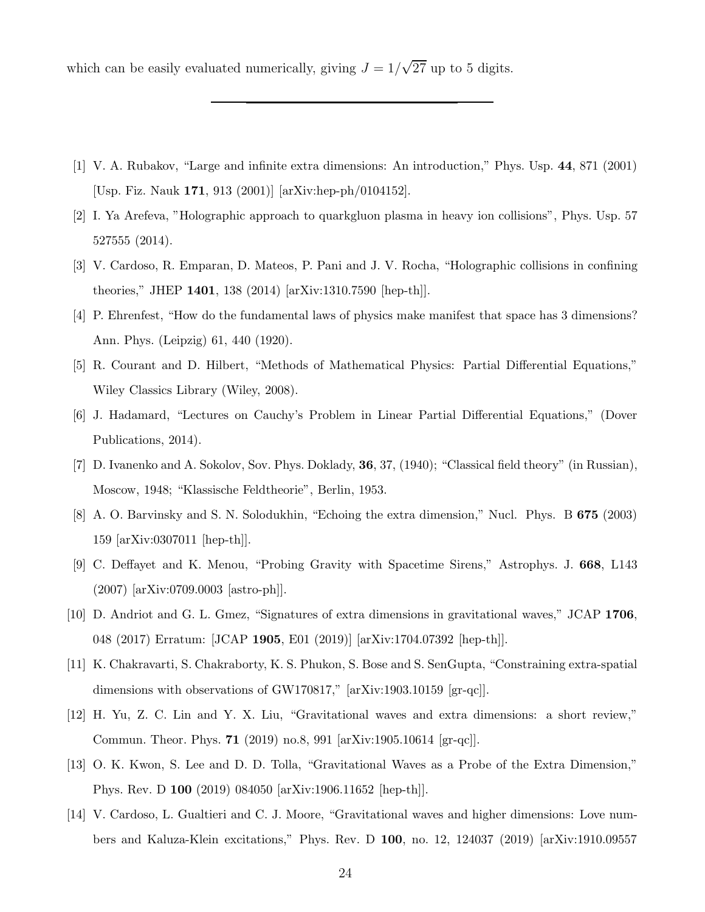which can be easily evaluated numerically, giving $J = 1/\sqrt{27}$ up to 5 digits.

---

[1] V. A. Rubakov, "Large and infinite extra dimensions: An introduction," Phys. Usp. **44**, 871 (2001) [Usp. Fiz. Nauk **171**, 913 (2001)] [arXiv:hep-ph/0104152].

[2] I. Ya Arefeva, "Holographic approach to quarkgluon plasma in heavy ion collisions", Phys. Usp. 57 527555 (2014).

[3] V. Cardoso, R. Emparan, D. Mateos, P. Pani and J. V. Rocha, "Holographic collisions in confining theories," JHEP **1401**, 138 (2014) [arXiv:1310.7590 [hep-th]].

[4] P. Ehrenfest, "How do the fundamental laws of physics make manifest that space has 3 dimensions? Ann. Phys. (Leipzig) 61, 440 (1920).

[5] R. Courant and D. Hilbert, "Methods of Mathematical Physics: Partial Differential Equations," Wiley Classics Library (Wiley, 2008).

[6] J. Hadamard, "Lectures on Cauchy's Problem in Linear Partial Differential Equations," (Dover Publications, 2014).

[7] D. Ivanenko and A. Sokolov, Sov. Phys. Doklady, **36**, 37, (1940); "Classical field theory" (in Russian), Moscow, 1948; "Klassische Feldtheorie", Berlin, 1953.

[8] A. O. Barvinsky and S. N. Solodukhin, "Echoing the extra dimension," Nucl. Phys. B **675** (2003) 159 [arXiv:0307011 [hep-th]].

[9] C. Deffayet and K. Menou, "Probing Gravity with Spacetime Sirens," Astrophys. J. **668**, L143 (2007) [arXiv:0709.0003 [astro-ph]].

[10] D. Andriot and G. L. Gmez, "Signatures of extra dimensions in gravitational waves," JCAP **1706**, 048 (2017) Erratum: [JCAP **1905**, E01 (2019)] [arXiv:1704.07392 [hep-th]].

[11] K. Chakravarti, S. Chakraborty, K. S. Phukon, S. Bose and S. SenGupta, "Constraining extra-spatial dimensions with observations of GW170817," [arXiv:1903.10159 [gr-qc]].

[12] H. Yu, Z. C. Lin and Y. X. Liu, "Gravitational waves and extra dimensions: a short review," Commun. Theor. Phys. **71** (2019) no.8, 991 [arXiv:1905.10614 [gr-qc]].

[13] O. K. Kwon, S. Lee and D. D. Tolla, "Gravitational Waves as a Probe of the Extra Dimension," Phys. Rev. D **100** (2019) 084050 [arXiv:1906.11652 [hep-th]].

[14] V. Cardoso, L. Gualtieri and C. J. Moore, "Gravitational waves and higher dimensions: Love numbers and Kaluza-Klein excitations," Phys. Rev. D **100**, no. 12, 124037 (2019) [arXiv:1910.09557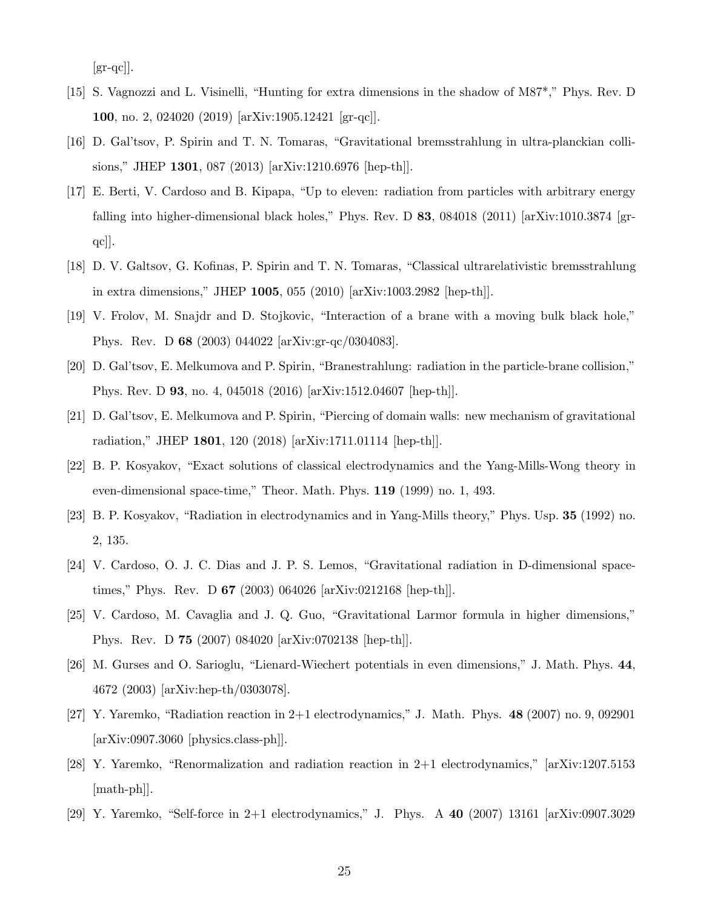[gr-qc]].

[15] S. Vagnozzi and L. Visinelli, "Hunting for extra dimensions in the shadow of M87*," Phys. Rev. D **100**, no. 2, 024020 (2019) [arXiv:1905.12421 [gr-qc]].

[16] D. Gal'tsov, P. Spirin and T. N. Tomaras, "Gravitational bremsstrahlung in ultra-planckian collisions," JHEP **1301**, 087 (2013) [arXiv:1210.6976 [hep-th]].

[17] E. Berti, V. Cardoso and B. Kipapa, "Up to eleven: radiation from particles with arbitrary energy falling into higher-dimensional black holes," Phys. Rev. D **83**, 084018 (2011) [arXiv:1010.3874 [gr-qc]].

[18] D. V. Galtsov, G. Kofinas, P. Spirin and T. N. Tomaras, "Classical ultrarelativistic bremsstrahlung in extra dimensions," JHEP **1005**, 055 (2010) [arXiv:1003.2982 [hep-th]].

[19] V. Frolov, M. Snajdr and D. Stojkovic, "Interaction of a brane with a moving bulk black hole," Phys. Rev. D **68** (2003) 044022 [arXiv:gr-qc/0304083].

[20] D. Gal'tsov, E. Melkumova and P. Spirin, "Branestrahlung: radiation in the particle-brane collision," Phys. Rev. D **93**, no. 4, 045018 (2016) [arXiv:1512.04607 [hep-th]].

[21] D. Gal'tsov, E. Melkumova and P. Spirin, "Piercing of domain walls: new mechanism of gravitational radiation," JHEP **1801**, 120 (2018) [arXiv:1711.01114 [hep-th]].

[22] B. P. Kosyakov, "Exact solutions of classical electrodynamics and the Yang-Mills-Wong theory in even-dimensional space-time," Theor. Math. Phys. **119** (1999) no. 1, 493.

[23] B. P. Kosyakov, "Radiation in electrodynamics and in Yang-Mills theory," Phys. Usp. **35** (1992) no. 2, 135.

[24] V. Cardoso, O. J. C. Dias and J. P. S. Lemos, "Gravitational radiation in D-dimensional spacetimes," Phys. Rev. D **67** (2003) 064026 [arXiv:0212168 [hep-th]].

[25] V. Cardoso, M. Cavaglia and J. Q. Guo, "Gravitational Larmor formula in higher dimensions," Phys. Rev. D **75** (2007) 084020 [arXiv:0702138 [hep-th]].

[26] M. Gurses and O. Sarioglu, "Lienard-Wiechert potentials in even dimensions," J. Math. Phys. **44**, 4672 (2003) [arXiv:hep-th/0303078].

[27] Y. Yaremko, "Radiation reaction in 2+1 electrodynamics," J. Math. Phys. **48** (2007) no. 9, 092901 [arXiv:0907.3060 [physics.class-ph]].

[28] Y. Yaremko, "Renormalization and radiation reaction in 2+1 electrodynamics," [arXiv:1207.5153 [math-ph]].

[29] Y. Yaremko, "Self-force in 2+1 electrodynamics," J. Phys. A **40** (2007) 13161 [arXiv:0907.3029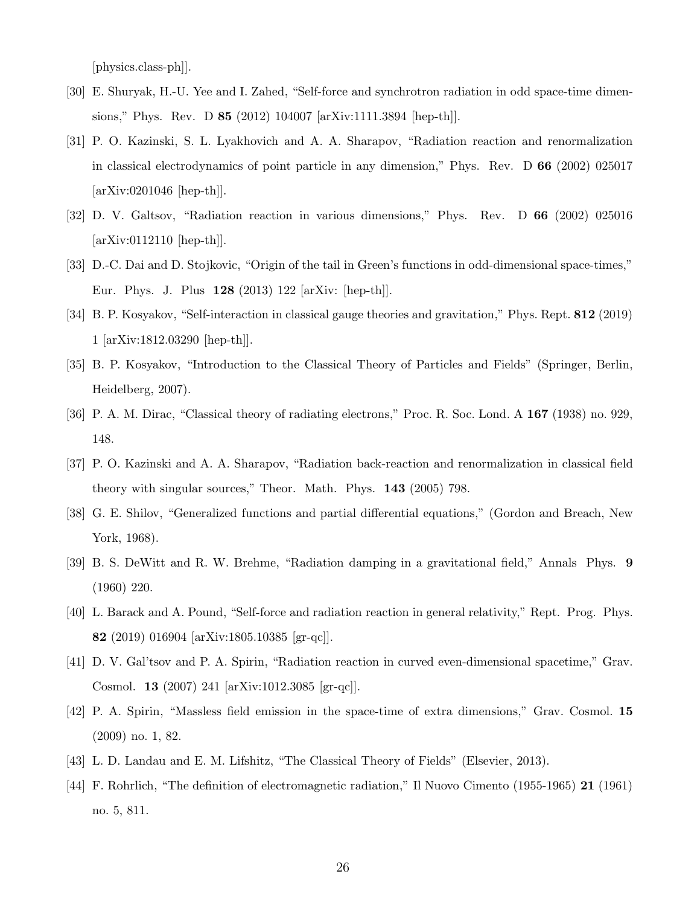[physics.class-ph]].

[30] E. Shuryak, H.-U. Yee and I. Zahed, "Self-force and synchrotron radiation in odd space-time dimensions," Phys. Rev. D **85** (2012) 104007 [arXiv:1111.3894 [hep-th]].

[31] P. O. Kazinski, S. L. Lyakhovich and A. A. Sharapov, "Radiation reaction and renormalization in classical electrodynamics of point particle in any dimension," Phys. Rev. D **66** (2002) 025017 [arXiv:0201046 [hep-th]].

[32] D. V. Galtsov, "Radiation reaction in various dimensions," Phys. Rev. D **66** (2002) 025016 [arXiv:0112110 [hep-th]].

[33] D.-C. Dai and D. Stojkovic, "Origin of the tail in Green's functions in odd-dimensional space-times," Eur. Phys. J. Plus **128** (2013) 122 [arXiv: [hep-th]].

[34] B. P. Kosyakov, "Self-interaction in classical gauge theories and gravitation," Phys. Rept. **812** (2019) 1 [arXiv:1812.03290 [hep-th]].

[35] B. P. Kosyakov, "Introduction to the Classical Theory of Particles and Fields" (Springer, Berlin, Heidelberg, 2007).

[36] P. A. M. Dirac, "Classical theory of radiating electrons," Proc. R. Soc. Lond. A **167** (1938) no. 929, 148.

[37] P. O. Kazinski and A. A. Sharapov, "Radiation back-reaction and renormalization in classical field theory with singular sources," Theor. Math. Phys. **143** (2005) 798.

[38] G. E. Shilov, "Generalized functions and partial differential equations," (Gordon and Breach, New York, 1968).

[39] B. S. DeWitt and R. W. Brehme, "Radiation damping in a gravitational field," Annals Phys. **9** (1960) 220.

[40] L. Barack and A. Pound, "Self-force and radiation reaction in general relativity," Rept. Prog. Phys. **82** (2019) 016904 [arXiv:1805.10385 [gr-qc]].

[41] D. V. Gal'tsov and P. A. Spirin, "Radiation reaction in curved even-dimensional spacetime," Grav. Cosmol. **13** (2007) 241 [arXiv:1012.3085 [gr-qc]].

[42] P. A. Spirin, "Massless field emission in the space-time of extra dimensions," Grav. Cosmol. **15** (2009) no. 1, 82.

[43] L. D. Landau and E. M. Lifshitz, "The Classical Theory of Fields" (Elsevier, 2013).

[44] F. Rohrlich, "The definition of electromagnetic radiation," Il Nuovo Cimento (1955-1965) **21** (1961) no. 5, 811.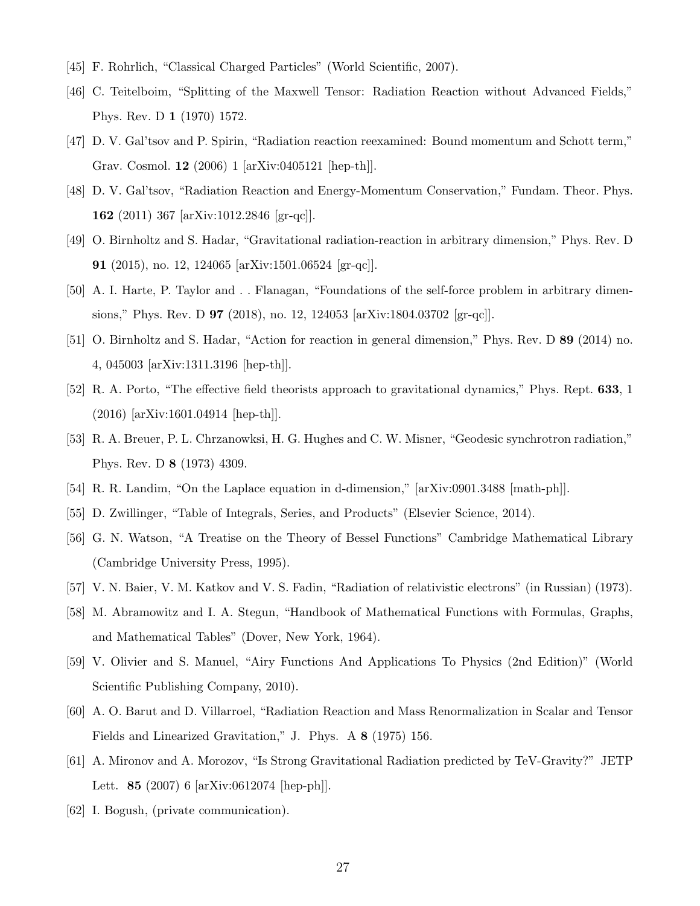[45] F. Rohrlich, “Classical Charged Particles” (World Scientific, 2007).

[46] C. Teitelboim, “Splitting of the Maxwell Tensor: Radiation Reaction without Advanced Fields,” Phys. Rev. D **1** (1970) 1572.

[47] D. V. Gal’tsov and P. Spirin, “Radiation reaction reexamined: Bound momentum and Schott term,” Grav. Cosmol. **12** (2006) 1 [arXiv:0405121 [hep-th]].

[48] D. V. Gal’tsov, “Radiation Reaction and Energy-Momentum Conservation,” Fundam. Theor. Phys. **162** (2011) 367 [arXiv:1012.2846 [gr-qc]].

[49] O. Birnholtz and S. Hadar, “Gravitational radiation-reaction in arbitrary dimension,” Phys. Rev. D **91** (2015), no. 12, 124065 [arXiv:1501.06524 [gr-qc]].

[50] A. I. Harte, P. Taylor and . . Flanagan, “Foundations of the self-force problem in arbitrary dimensions,” Phys. Rev. D **97** (2018), no. 12, 124053 [arXiv:1804.03702 [gr-qc]].

[51] O. Birnholtz and S. Hadar, “Action for reaction in general dimension,” Phys. Rev. D **89** (2014) no. 4, 045003 [arXiv:1311.3196 [hep-th]].

[52] R. A. Porto, “The effective field theorists approach to gravitational dynamics,” Phys. Rept. **633**, 1 (2016) [arXiv:1601.04914 [hep-th]].

[53] R. A. Breuer, P. L. Chrzanowksi, H. G. Hughes and C. W. Misner, “Geodesic synchrotron radiation,” Phys. Rev. D **8** (1973) 4309.

[54] R. R. Landim, “On the Laplace equation in d-dimension,” [arXiv:0901.3488 [math-ph]].

[55] D. Zwillinger, “Table of Integrals, Series, and Products” (Elsevier Science, 2014).

[56] G. N. Watson, “A Treatise on the Theory of Bessel Functions” Cambridge Mathematical Library (Cambridge University Press, 1995).

[57] V. N. Baier, V. M. Katkov and V. S. Fadin, “Radiation of relativistic electrons” (in Russian) (1973).

[58] M. Abramowitz and I. A. Stegun, “Handbook of Mathematical Functions with Formulas, Graphs, and Mathematical Tables” (Dover, New York, 1964).

[59] V. Olivier and S. Manuel, “Airy Functions And Applications To Physics (2nd Edition)” (World Scientific Publishing Company, 2010).

[60] A. O. Barut and D. Villarroel, “Radiation Reaction and Mass Renormalization in Scalar and Tensor Fields and Linearized Gravitation,” J. Phys. A **8** (1975) 156.

[61] A. Mironov and A. Morozov, “Is Strong Gravitational Radiation predicted by TeV-Gravity?” JETP Lett. **85** (2007) 6 [arXiv:0612074 [hep-ph]].

[62] I. Bogush, (private communication).